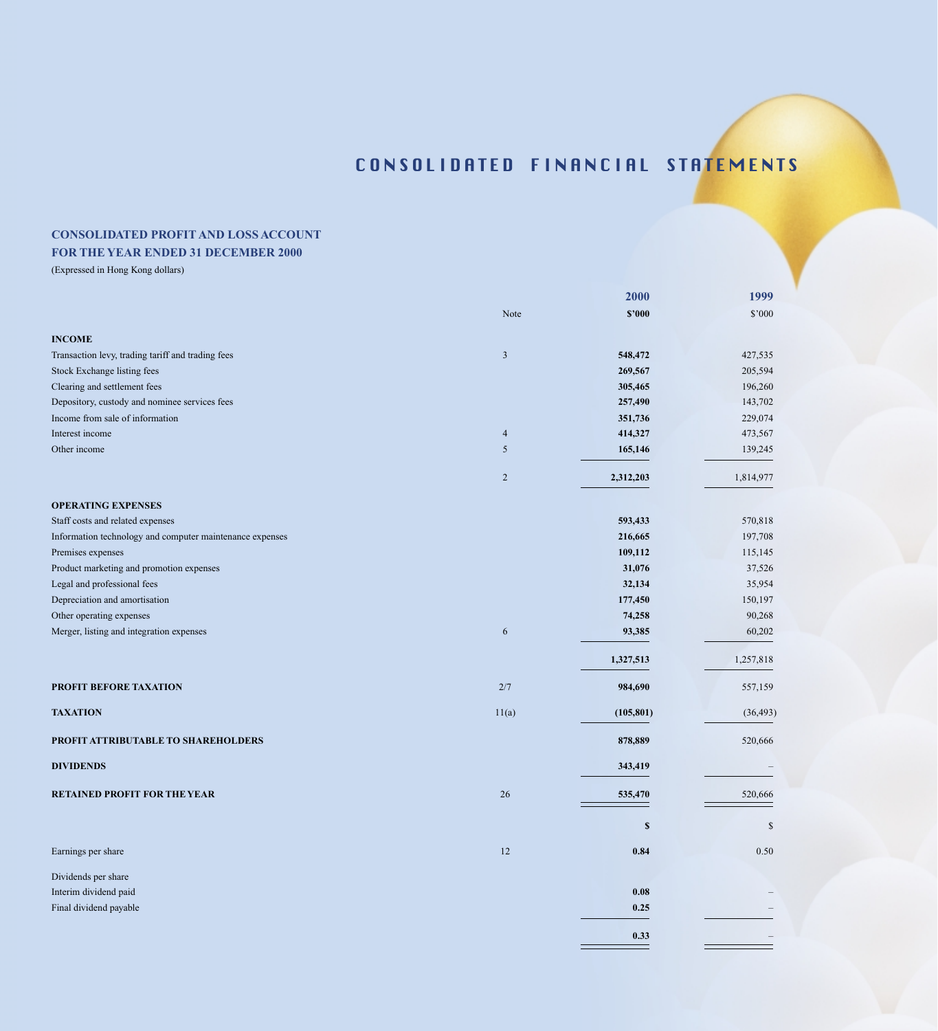# CONSOLIDATED FINANCIAL STATEMENTS

## CONSOLIDATED PROFIT AND LOSS ACCOUNT
## FOR THE YEAR ENDED 31 DECEMBER 2000

(Expressed in Hong Kong dollars)

| | Note | 2000 | 1999 |
|---|---|---|---|
| | | $'000 | $'000 |
| **INCOME** | | | |
| Transaction levy, trading tariff and trading fees | 3 | **548,472** | 427,535 |
| Stock Exchange listing fees | | **269,567** | 205,594 |
| Clearing and settlement fees | | **305,465** | 196,260 |
| Depository, custody and nominee services fees | | **257,490** | 143,702 |
| Income from sale of information | | **351,736** | 229,074 |
| Interest income | 4 | **414,327** | 473,567 |
| Other income | 5 | **165,146** | 139,245 |
| | 2 | **2,312,203** | 1,814,977 |
| **OPERATING EXPENSES** | | | |
| Staff costs and related expenses | | **593,433** | 570,818 |
| Information technology and computer maintenance expenses | | **216,665** | 197,708 |
| Premises expenses | | **109,112** | 115,145 |
| Product marketing and promotion expenses | | **31,076** | 37,526 |
| Legal and professional fees | | **32,134** | 35,954 |
| Depreciation and amortisation | | **177,450** | 150,197 |
| Other operating expenses | | **74,258** | 90,268 |
| Merger, listing and integration expenses | 6 | **93,385** | 60,202 |
| | | **1,327,513** | 1,257,818 |
| **PROFIT BEFORE TAXATION** | 2/7 | **984,690** | 557,159 |
| **TAXATION** | 11(a) | **(105,801)** | (36,493) |
| **PROFIT ATTRIBUTABLE TO SHAREHOLDERS** | | **878,889** | 520,666 |
| **DIVIDENDS** | | **343,419** | – |
| **RETAINED PROFIT FOR THE YEAR** | 26 | **535,470** | 520,666 |
| | | **$** | $ |
| Earnings per share | 12 | **0.84** | 0.50 |
| Dividends per share | | | |
| Interim dividend paid | | **0.08** | – |
| Final dividend payable | | **0.25** | – |
| | | **0.33** | – |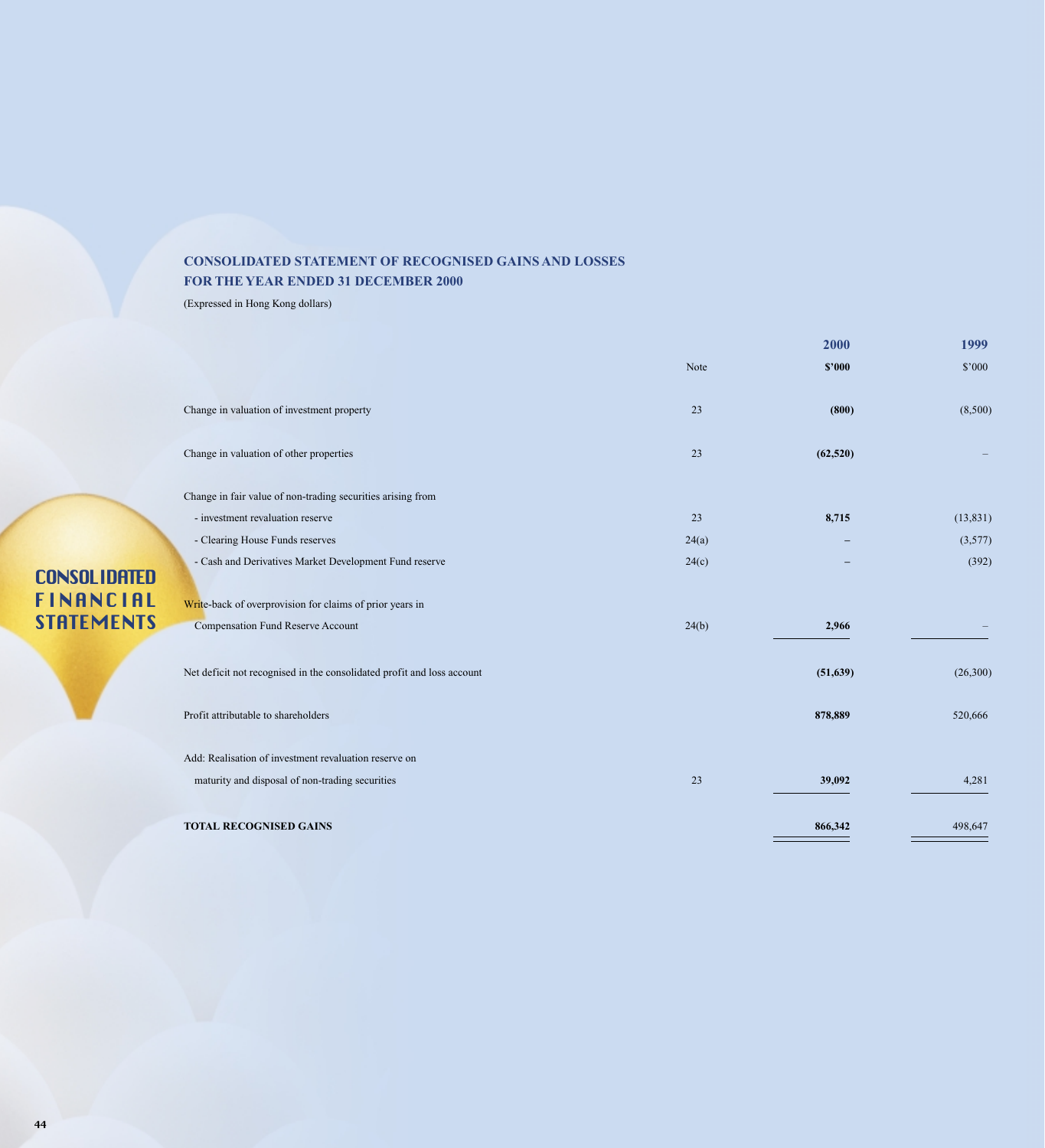## CONSOLIDATED STATEMENT OF RECOGNISED GAINS AND LOSSES
## FOR THE YEAR ENDED 31 DECEMBER 2000

(Expressed in Hong Kong dollars)

| | Note | 2000 $'000 | 1999 $'000 |
|---|---|---|---|
| Change in valuation of investment property | 23 | **(800)** | (8,500) |
| Change in valuation of other properties | 23 | **(62,520)** | – |
| Change in fair value of non-trading securities arising from | | | |
| - investment revaluation reserve | 23 | **8,715** | (13,831) |
| - Clearing House Funds reserves | 24(a) | – | (3,577) |
| - Cash and Derivatives Market Development Fund reserve | 24(c) | – | (392) |
| Write-back of overprovision for claims of prior years in Compensation Fund Reserve Account | 24(b) | **2,966** | – |
| Net deficit not recognised in the consolidated profit and loss account | | **(51,639)** | (26,300) |
| Profit attributable to shareholders | | **878,889** | 520,666 |
| Add: Realisation of investment revaluation reserve on maturity and disposal of non-trading securities | 23 | **39,092** | 4,281 |
| **TOTAL RECOGNISED GAINS** | | **866,342** | 498,647 |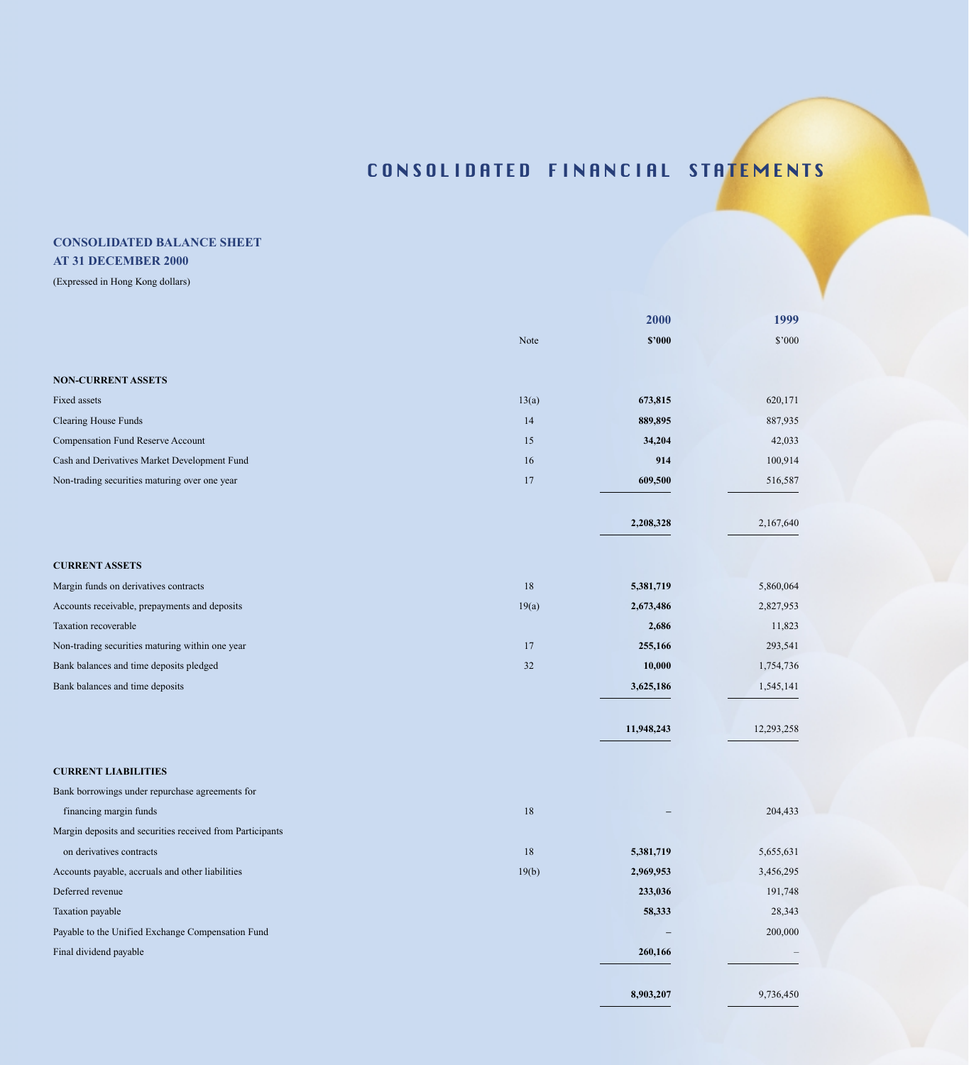# CONSOLIDATED FINANCIAL STATEMENTS

## CONSOLIDATED BALANCE SHEET AT 31 DECEMBER 2000

(Expressed in Hong Kong dollars)

| | Note | 2000 $'000 | 1999 $'000 |
|---|---|---|---|
| **NON-CURRENT ASSETS** | | | |
| Fixed assets | 13(a) | **673,815** | 620,171 |
| Clearing House Funds | 14 | **889,895** | 887,935 |
| Compensation Fund Reserve Account | 15 | **34,204** | 42,033 |
| Cash and Derivatives Market Development Fund | 16 | **914** | 100,914 |
| Non-trading securities maturing over one year | 17 | **609,500** | 516,587 |
| | | **2,208,328** | 2,167,640 |
| **CURRENT ASSETS** | | | |
| Margin funds on derivatives contracts | 18 | **5,381,719** | 5,860,064 |
| Accounts receivable, prepayments and deposits | 19(a) | **2,673,486** | 2,827,953 |
| Taxation recoverable | | **2,686** | 11,823 |
| Non-trading securities maturing within one year | 17 | **255,166** | 293,541 |
| Bank balances and time deposits pledged | 32 | **10,000** | 1,754,736 |
| Bank balances and time deposits | | **3,625,186** | 1,545,141 |
| | | **11,948,243** | 12,293,258 |
| **CURRENT LIABILITIES** | | | |
| Bank borrowings under repurchase agreements for financing margin funds | 18 | **–** | 204,433 |
| Margin deposits and securities received from Participants on derivatives contracts | 18 | **5,381,719** | 5,655,631 |
| Accounts payable, accruals and other liabilities | 19(b) | **2,969,953** | 3,456,295 |
| Deferred revenue | | **233,036** | 191,748 |
| Taxation payable | | **58,333** | 28,343 |
| Payable to the Unified Exchange Compensation Fund | | **–** | 200,000 |
| Final dividend payable | | **260,166** | – |
| | | **8,903,207** | 9,736,450 |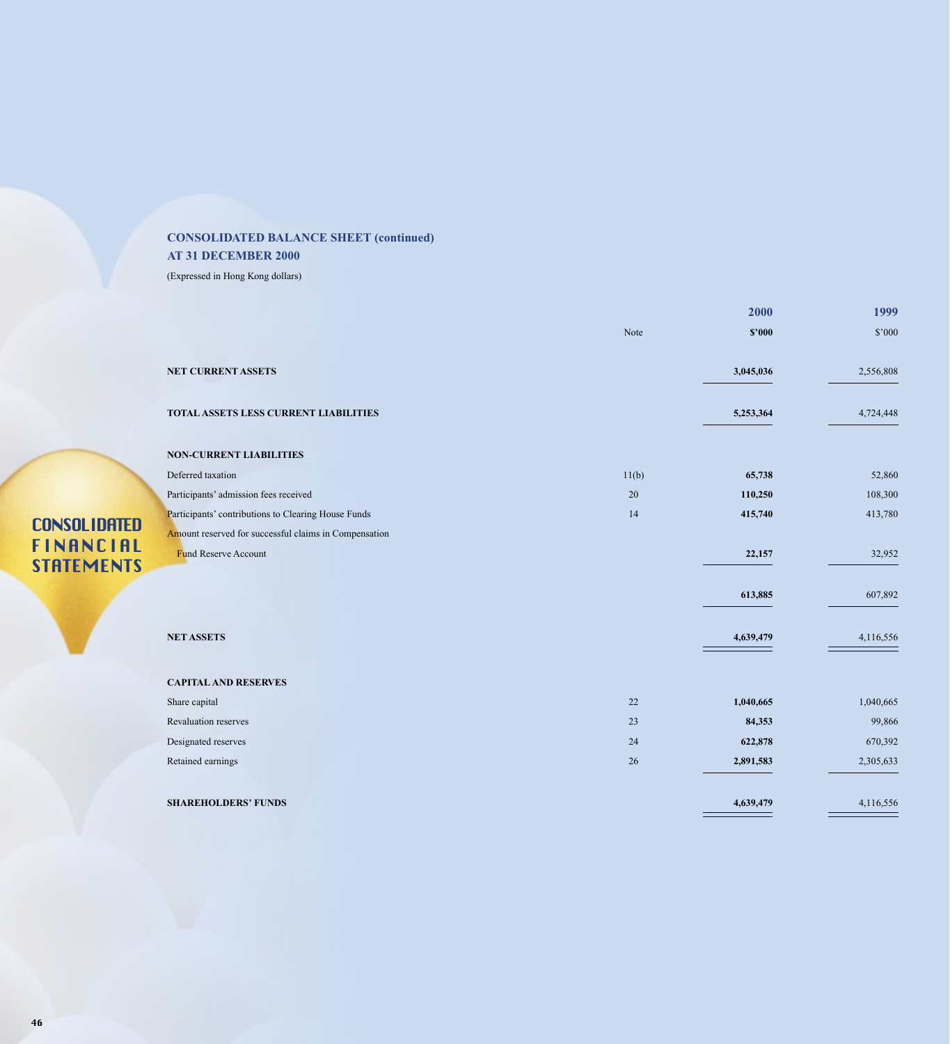## CONSOLIDATED BALANCE SHEET (continued)
## AT 31 DECEMBER 2000

(Expressed in Hong Kong dollars)

| | Note | 2000 $'000 | 1999 $'000 |
|---|---|---|---|
| **NET CURRENT ASSETS** | | **3,045,036** | 2,556,808 |
| **TOTAL ASSETS LESS CURRENT LIABILITIES** | | **5,253,364** | 4,724,448 |
| **NON-CURRENT LIABILITIES** | | | |
| Deferred taxation | 11(b) | **65,738** | 52,860 |
| Participants' admission fees received | 20 | **110,250** | 108,300 |
| Participants' contributions to Clearing House Funds | 14 | **415,740** | 413,780 |
| Amount reserved for successful claims in Compensation Fund Reserve Account | | **22,157** | 32,952 |
| | | **613,885** | 607,892 |
| **NET ASSETS** | | **4,639,479** | 4,116,556 |
| **CAPITAL AND RESERVES** | | | |
| Share capital | 22 | **1,040,665** | 1,040,665 |
| Revaluation reserves | 23 | **84,353** | 99,866 |
| Designated reserves | 24 | **622,878** | 670,392 |
| Retained earnings | 26 | **2,891,583** | 2,305,633 |
| **SHAREHOLDERS' FUNDS** | | **4,639,479** | 4,116,556 |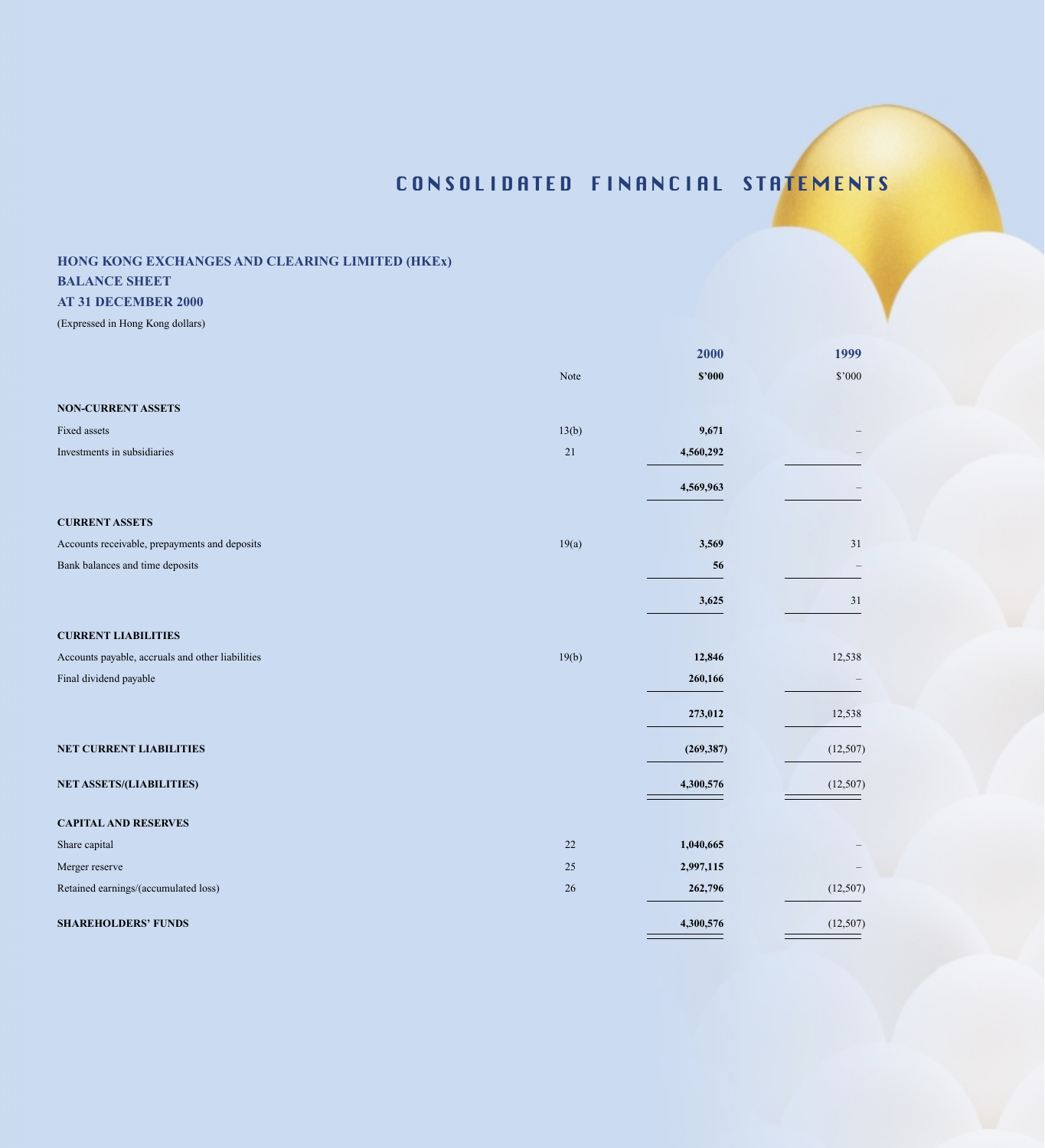# CONSOLIDATED FINANCIAL STATEMENTS

## HONG KONG EXCHANGES AND CLEARING LIMITED (HKEx)
## BALANCE SHEET
## AT 31 DECEMBER 2000

(Expressed in Hong Kong dollars)

| | Note | **2000** | 1999 |
|---|---|---|---|
| | | **$'000** | $'000 |
| **NON-CURRENT ASSETS** | | | |
| Fixed assets | 13(b) | **9,671** | – |
| Investments in subsidiaries | 21 | **4,560,292** | – |
| | | **4,569,963** | – |
| **CURRENT ASSETS** | | | |
| Accounts receivable, prepayments and deposits | 19(a) | **3,569** | 31 |
| Bank balances and time deposits | | **56** | – |
| | | **3,625** | 31 |
| **CURRENT LIABILITIES** | | | |
| Accounts payable, accruals and other liabilities | 19(b) | **12,846** | 12,538 |
| Final dividend payable | | **260,166** | – |
| | | **273,012** | 12,538 |
| **NET CURRENT LIABILITIES** | | **(269,387)** | (12,507) |
| **NET ASSETS/(LIABILITIES)** | | **4,300,576** | (12,507) |
| **CAPITAL AND RESERVES** | | | |
| Share capital | 22 | **1,040,665** | – |
| Merger reserve | 25 | **2,997,115** | – |
| Retained earnings/(accumulated loss) | 26 | **262,796** | (12,507) |
| **SHAREHOLDERS' FUNDS** | | **4,300,576** | (12,507) |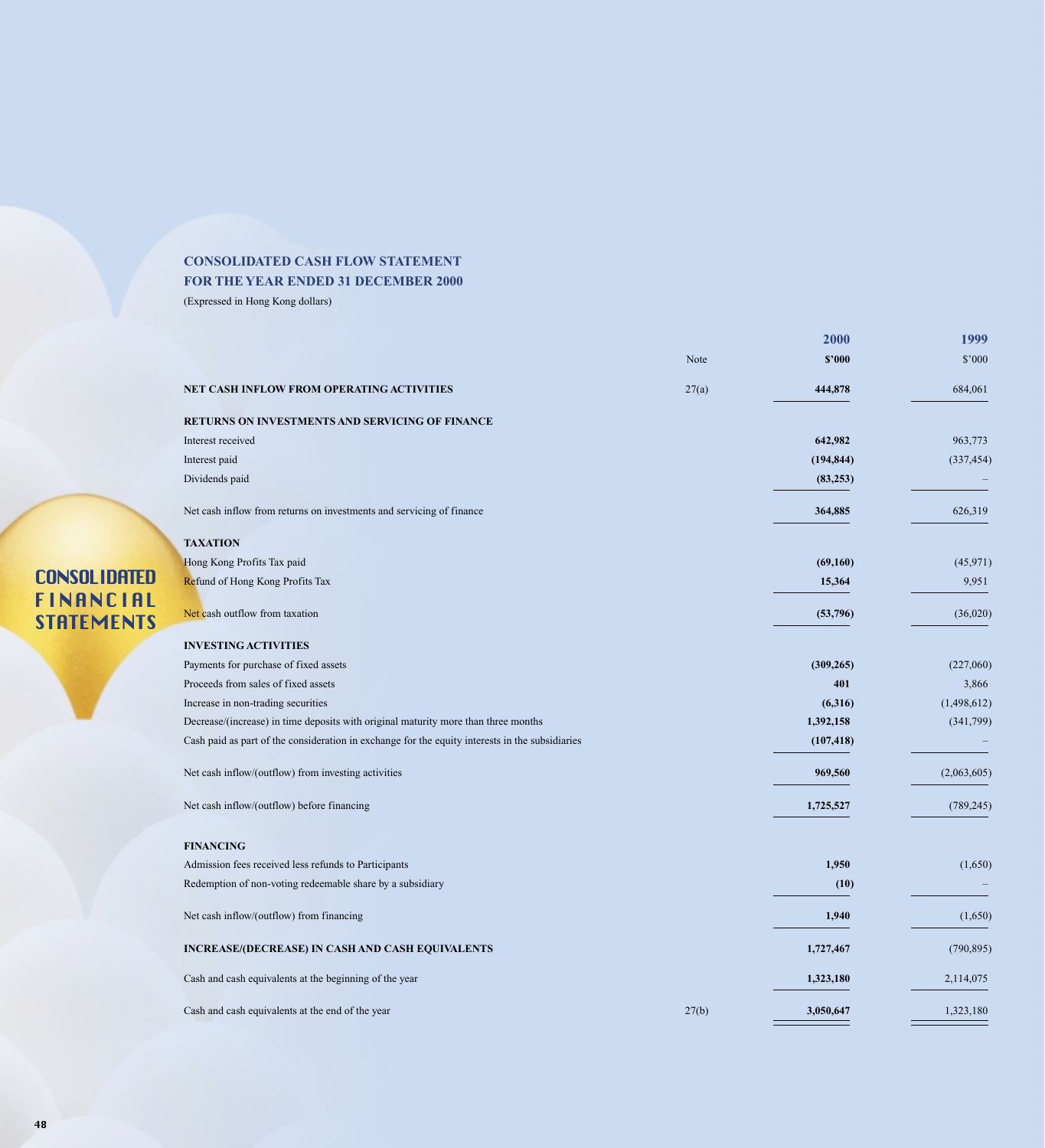## CONSOLIDATED CASH FLOW STATEMENT
## FOR THE YEAR ENDED 31 DECEMBER 2000

(Expressed in Hong Kong dollars)

| | Note | 2000<br>$'000 | 1999<br>$'000 |
|---|---|---|---|
| **NET CASH INFLOW FROM OPERATING ACTIVITIES** | 27(a) | **444,878** | 684,061 |
| **RETURNS ON INVESTMENTS AND SERVICING OF FINANCE** | | | |
| Interest received | | **642,982** | 963,773 |
| Interest paid | | **(194,844)** | (337,454) |
| Dividends paid | | **(83,253)** | – |
| Net cash inflow from returns on investments and servicing of finance | | **364,885** | 626,319 |
| **TAXATION** | | | |
| Hong Kong Profits Tax paid | | **(69,160)** | (45,971) |
| Refund of Hong Kong Profits Tax | | **15,364** | 9,951 |
| Net cash outflow from taxation | | **(53,796)** | (36,020) |
| **INVESTING ACTIVITIES** | | | |
| Payments for purchase of fixed assets | | **(309,265)** | (227,060) |
| Proceeds from sales of fixed assets | | **401** | 3,866 |
| Increase in non-trading securities | | **(6,316)** | (1,498,612) |
| Decrease/(increase) in time deposits with original maturity more than three months | | **1,392,158** | (341,799) |
| Cash paid as part of the consideration in exchange for the equity interests in the subsidiaries | | **(107,418)** | – |
| Net cash inflow/(outflow) from investing activities | | **969,560** | (2,063,605) |
| Net cash inflow/(outflow) before financing | | **1,725,527** | (789,245) |
| **FINANCING** | | | |
| Admission fees received less refunds to Participants | | **1,950** | (1,650) |
| Redemption of non-voting redeemable share by a subsidiary | | **(10)** | – |
| Net cash inflow/(outflow) from financing | | **1,940** | (1,650) |
| **INCREASE/(DECREASE) IN CASH AND CASH EQUIVALENTS** | | **1,727,467** | (790,895) |
| Cash and cash equivalents at the beginning of the year | | **1,323,180** | 2,114,075 |
| Cash and cash equivalents at the end of the year | 27(b) | **3,050,647** | 1,323,180 |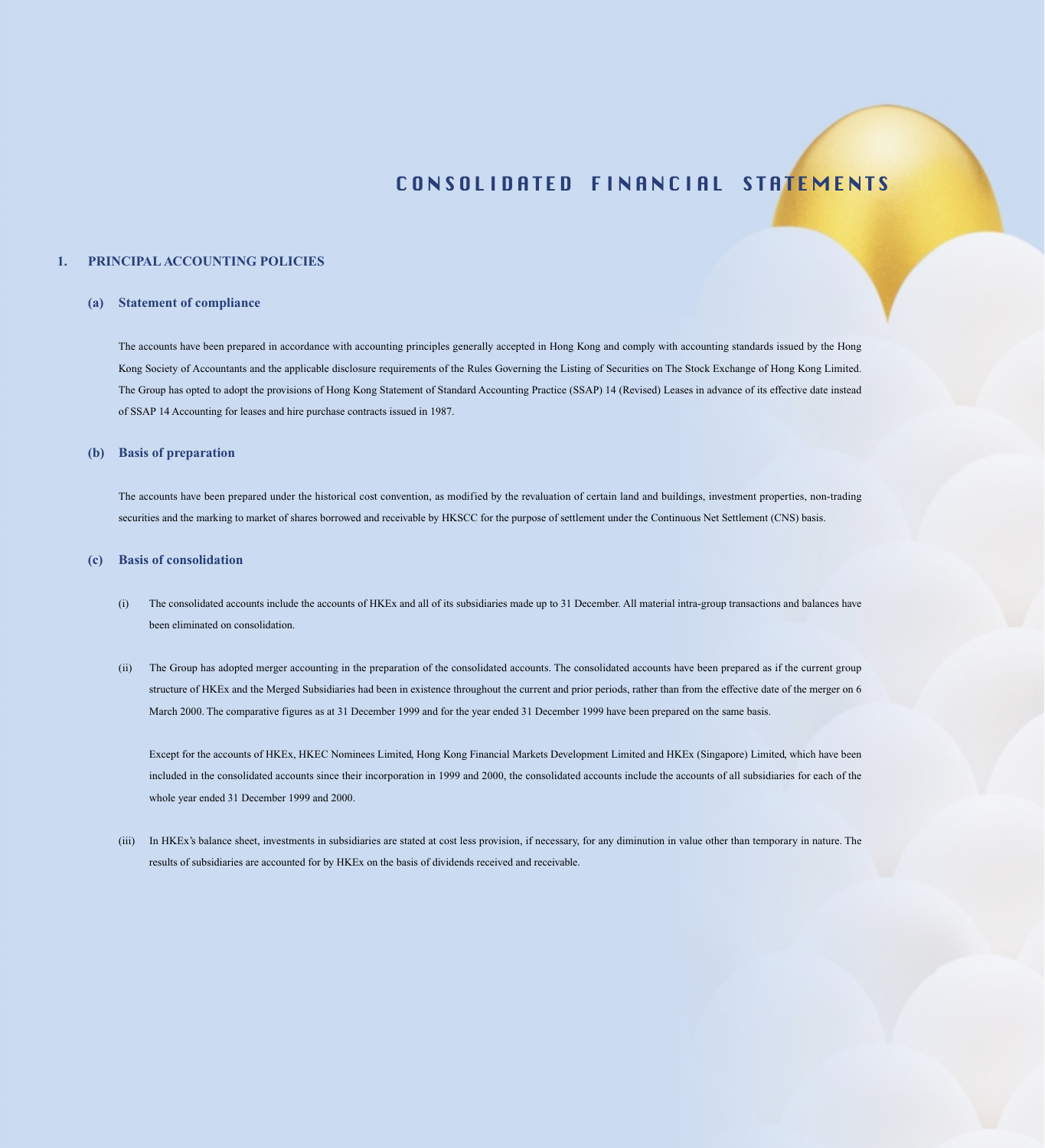# CONSOLIDATED FINANCIAL STATEMENTS

## 1. PRINCIPAL ACCOUNTING POLICIES

### (a) Statement of compliance

The accounts have been prepared in accordance with accounting principles generally accepted in Hong Kong and comply with accounting standards issued by the Hong Kong Society of Accountants and the applicable disclosure requirements of the Rules Governing the Listing of Securities on The Stock Exchange of Hong Kong Limited. The Group has opted to adopt the provisions of Hong Kong Statement of Standard Accounting Practice (SSAP) 14 (Revised) Leases in advance of its effective date instead of SSAP 14 Accounting for leases and hire purchase contracts issued in 1987.

### (b) Basis of preparation

The accounts have been prepared under the historical cost convention, as modified by the revaluation of certain land and buildings, investment properties, non-trading securities and the marking to market of shares borrowed and receivable by HKSCC for the purpose of settlement under the Continuous Net Settlement (CNS) basis.

### (c) Basis of consolidation

(i) The consolidated accounts include the accounts of HKEx and all of its subsidiaries made up to 31 December. All material intra-group transactions and balances have been eliminated on consolidation.

(ii) The Group has adopted merger accounting in the preparation of the consolidated accounts. The consolidated accounts have been prepared as if the current group structure of HKEx and the Merged Subsidiaries had been in existence throughout the current and prior periods, rather than from the effective date of the merger on 6 March 2000. The comparative figures as at 31 December 1999 and for the year ended 31 December 1999 have been prepared on the same basis.

Except for the accounts of HKEx, HKEC Nominees Limited, Hong Kong Financial Markets Development Limited and HKEx (Singapore) Limited, which have been included in the consolidated accounts since their incorporation in 1999 and 2000, the consolidated accounts include the accounts of all subsidiaries for each of the whole year ended 31 December 1999 and 2000.

(iii) In HKEx's balance sheet, investments in subsidiaries are stated at cost less provision, if necessary, for any diminution in value other than temporary in nature. The results of subsidiaries are accounted for by HKEx on the basis of dividends received and receivable.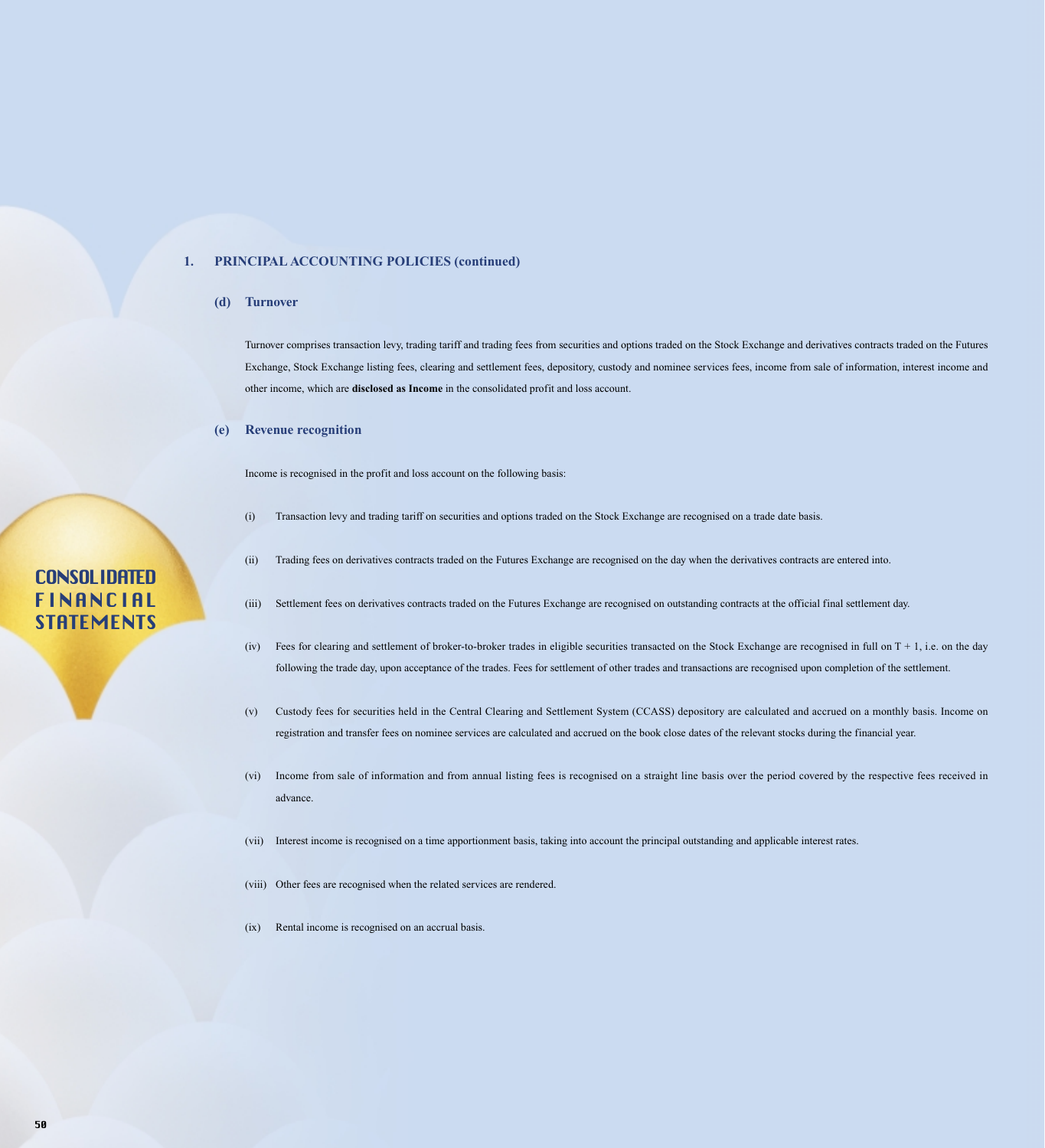## 1. PRINCIPAL ACCOUNTING POLICIES (continued)

### (d) Turnover

Turnover comprises transaction levy, trading tariff and trading fees from securities and options traded on the Stock Exchange and derivatives contracts traded on the Futures Exchange, Stock Exchange listing fees, clearing and settlement fees, depository, custody and nominee services fees, income from sale of information, interest income and other income, which are **disclosed as Income** in the consolidated profit and loss account.

### (e) Revenue recognition

Income is recognised in the profit and loss account on the following basis:

(i) Transaction levy and trading tariff on securities and options traded on the Stock Exchange are recognised on a trade date basis.

(ii) Trading fees on derivatives contracts traded on the Futures Exchange are recognised on the day when the derivatives contracts are entered into.

(iii) Settlement fees on derivatives contracts traded on the Futures Exchange are recognised on outstanding contracts at the official final settlement day.

(iv) Fees for clearing and settlement of broker-to-broker trades in eligible securities transacted on the Stock Exchange are recognised in full on T + 1, i.e. on the day following the trade day, upon acceptance of the trades. Fees for settlement of other trades and transactions are recognised upon completion of the settlement.

(v) Custody fees for securities held in the Central Clearing and Settlement System (CCASS) depository are calculated and accrued on a monthly basis. Income on registration and transfer fees on nominee services are calculated and accrued on the book close dates of the relevant stocks during the financial year.

(vi) Income from sale of information and from annual listing fees is recognised on a straight line basis over the period covered by the respective fees received in advance.

(vii) Interest income is recognised on a time apportionment basis, taking into account the principal outstanding and applicable interest rates.

(viii) Other fees are recognised when the related services are rendered.

(ix) Rental income is recognised on an accrual basis.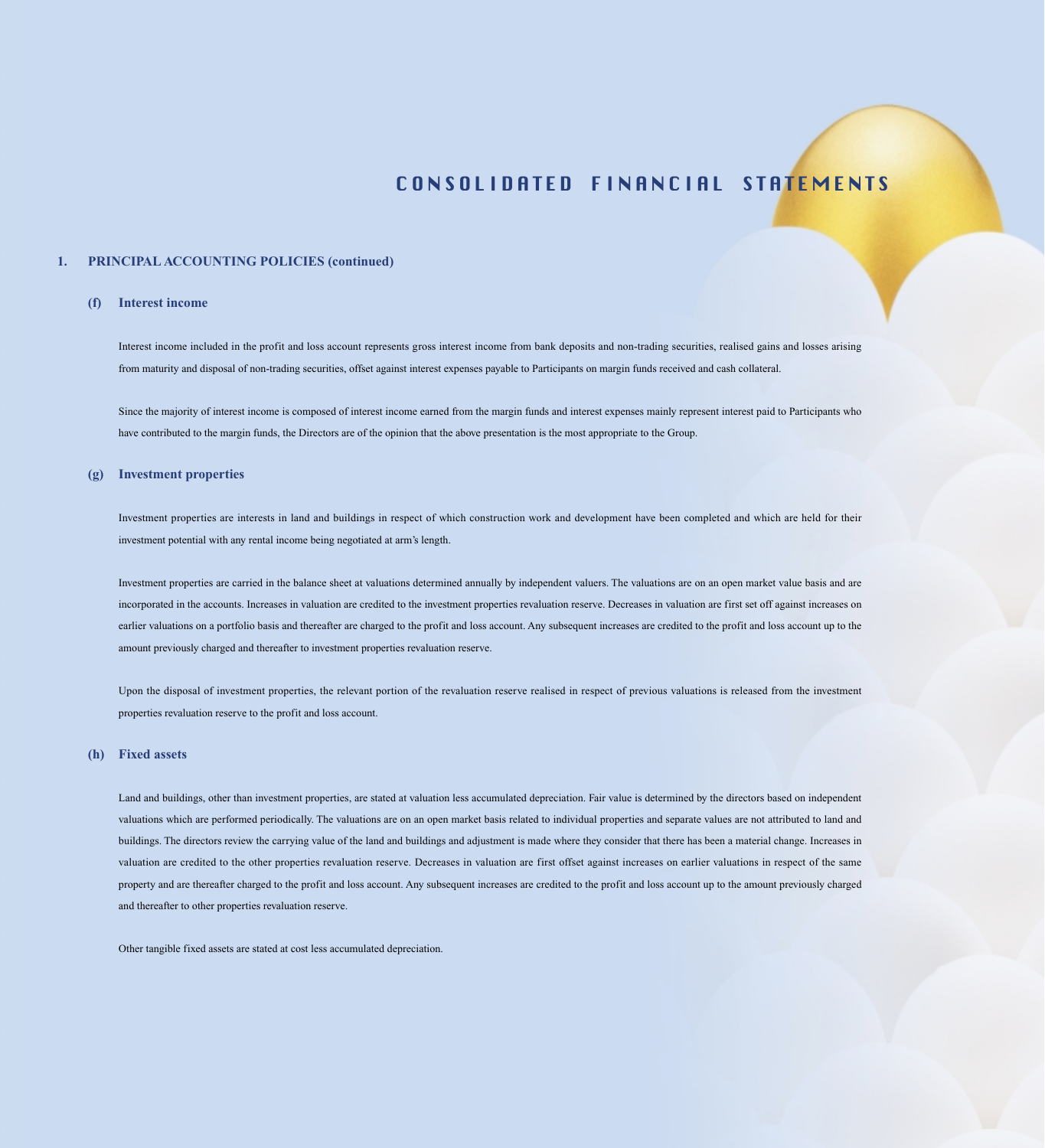# CONSOLIDATED FINANCIAL STATEMENTS

## 1. PRINCIPAL ACCOUNTING POLICIES (continued)

### (f) Interest income

Interest income included in the profit and loss account represents gross interest income from bank deposits and non-trading securities, realised gains and losses arising from maturity and disposal of non-trading securities, offset against interest expenses payable to Participants on margin funds received and cash collateral.

Since the majority of interest income is composed of interest income earned from the margin funds and interest expenses mainly represent interest paid to Participants who have contributed to the margin funds, the Directors are of the opinion that the above presentation is the most appropriate to the Group.

### (g) Investment properties

Investment properties are interests in land and buildings in respect of which construction work and development have been completed and which are held for their investment potential with any rental income being negotiated at arm's length.

Investment properties are carried in the balance sheet at valuations determined annually by independent valuers. The valuations are on an open market value basis and are incorporated in the accounts. Increases in valuation are credited to the investment properties revaluation reserve. Decreases in valuation are first set off against increases on earlier valuations on a portfolio basis and thereafter are charged to the profit and loss account. Any subsequent increases are credited to the profit and loss account up to the amount previously charged and thereafter to investment properties revaluation reserve.

Upon the disposal of investment properties, the relevant portion of the revaluation reserve realised in respect of previous valuations is released from the investment properties revaluation reserve to the profit and loss account.

### (h) Fixed assets

Land and buildings, other than investment properties, are stated at valuation less accumulated depreciation. Fair value is determined by the directors based on independent valuations which are performed periodically. The valuations are on an open market basis related to individual properties and separate values are not attributed to land and buildings. The directors review the carrying value of the land and buildings and adjustment is made where they consider that there has been a material change. Increases in valuation are credited to the other properties revaluation reserve. Decreases in valuation are first offset against increases on earlier valuations in respect of the same property and are thereafter charged to the profit and loss account. Any subsequent increases are credited to the profit and loss account up to the amount previously charged and thereafter to other properties revaluation reserve.

Other tangible fixed assets are stated at cost less accumulated depreciation.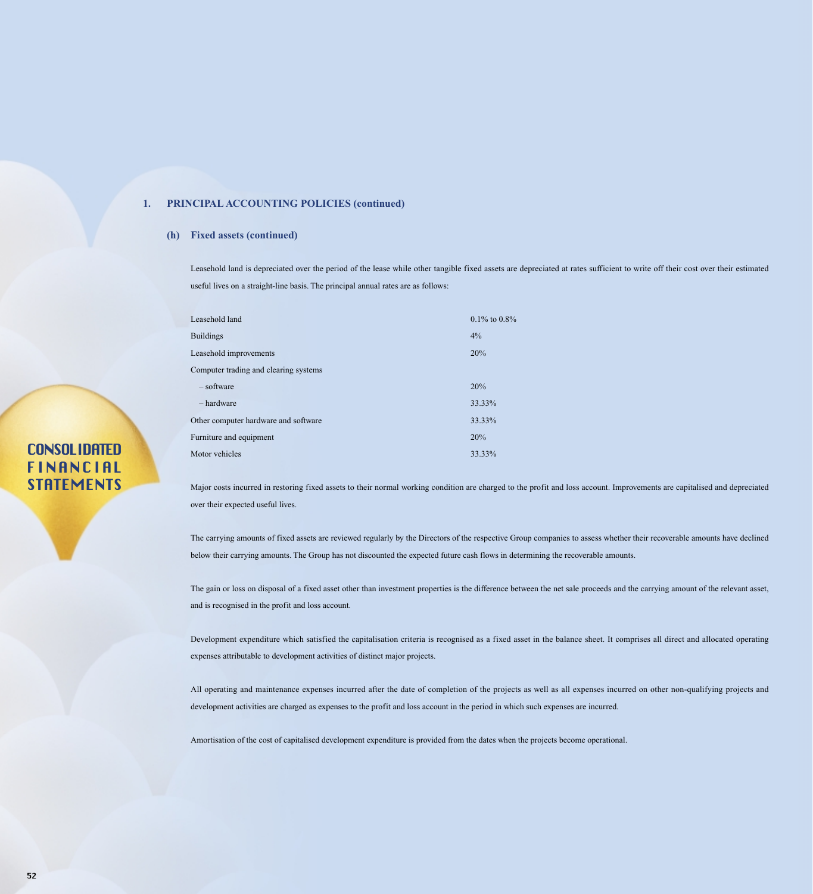## 1. PRINCIPAL ACCOUNTING POLICIES (continued)

### (h) Fixed assets (continued)

Leasehold land is depreciated over the period of the lease while other tangible fixed assets are depreciated at rates sufficient to write off their cost over their estimated useful lives on a straight-line basis. The principal annual rates are as follows:

| | |
|---|---|
| Leasehold land | 0.1% to 0.8% |
| Buildings | 4% |
| Leasehold improvements | 20% |
| Computer trading and clearing systems | |
| – software | 20% |
| – hardware | 33.33% |
| Other computer hardware and software | 33.33% |
| Furniture and equipment | 20% |
| Motor vehicles | 33.33% |

Major costs incurred in restoring fixed assets to their normal working condition are charged to the profit and loss account. Improvements are capitalised and depreciated over their expected useful lives.

The carrying amounts of fixed assets are reviewed regularly by the Directors of the respective Group companies to assess whether their recoverable amounts have declined below their carrying amounts. The Group has not discounted the expected future cash flows in determining the recoverable amounts.

The gain or loss on disposal of a fixed asset other than investment properties is the difference between the net sale proceeds and the carrying amount of the relevant asset, and is recognised in the profit and loss account.

Development expenditure which satisfied the capitalisation criteria is recognised as a fixed asset in the balance sheet. It comprises all direct and allocated operating expenses attributable to development activities of distinct major projects.

All operating and maintenance expenses incurred after the date of completion of the projects as well as all expenses incurred on other non-qualifying projects and development activities are charged as expenses to the profit and loss account in the period in which such expenses are incurred.

Amortisation of the cost of capitalised development expenditure is provided from the dates when the projects become operational.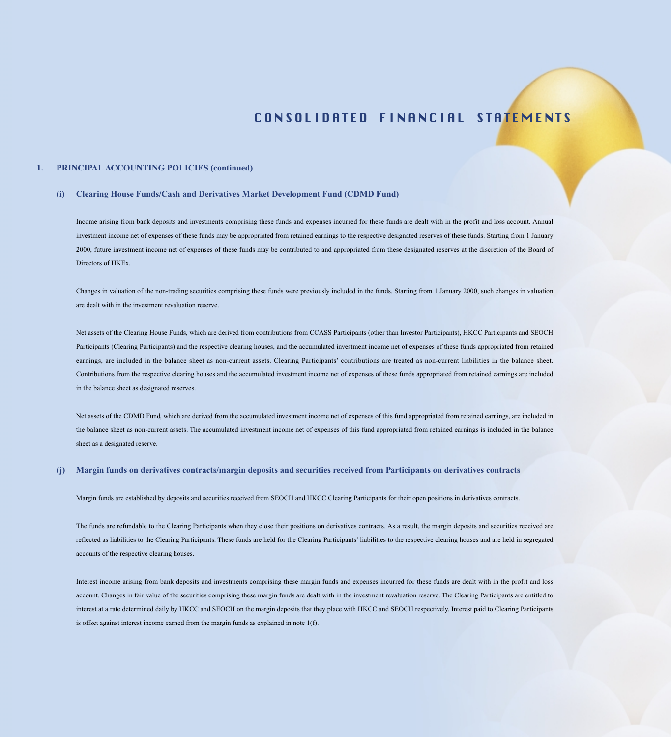# CONSOLIDATED FINANCIAL STATEMENTS

## 1. PRINCIPAL ACCOUNTING POLICIES (continued)

### (i) Clearing House Funds/Cash and Derivatives Market Development Fund (CDMD Fund)

Income arising from bank deposits and investments comprising these funds and expenses incurred for these funds are dealt with in the profit and loss account. Annual investment income net of expenses of these funds may be appropriated from retained earnings to the respective designated reserves of these funds. Starting from 1 January 2000, future investment income net of expenses of these funds may be contributed to and appropriated from these designated reserves at the discretion of the Board of Directors of HKEx.

Changes in valuation of the non-trading securities comprising these funds were previously included in the funds. Starting from 1 January 2000, such changes in valuation are dealt with in the investment revaluation reserve.

Net assets of the Clearing House Funds, which are derived from contributions from CCASS Participants (other than Investor Participants), HKCC Participants and SEOCH Participants (Clearing Participants) and the respective clearing houses, and the accumulated investment income net of expenses of these funds appropriated from retained earnings, are included in the balance sheet as non-current assets. Clearing Participants' contributions are treated as non-current liabilities in the balance sheet. Contributions from the respective clearing houses and the accumulated investment income net of expenses of these funds appropriated from retained earnings are included in the balance sheet as designated reserves.

Net assets of the CDMD Fund, which are derived from the accumulated investment income net of expenses of this fund appropriated from retained earnings, are included in the balance sheet as non-current assets. The accumulated investment income net of expenses of this fund appropriated from retained earnings is included in the balance sheet as a designated reserve.

### (j) Margin funds on derivatives contracts/margin deposits and securities received from Participants on derivatives contracts

Margin funds are established by deposits and securities received from SEOCH and HKCC Clearing Participants for their open positions in derivatives contracts.

The funds are refundable to the Clearing Participants when they close their positions on derivatives contracts. As a result, the margin deposits and securities received are reflected as liabilities to the Clearing Participants. These funds are held for the Clearing Participants' liabilities to the respective clearing houses and are held in segregated accounts of the respective clearing houses.

Interest income arising from bank deposits and investments comprising these margin funds and expenses incurred for these funds are dealt with in the profit and loss account. Changes in fair value of the securities comprising these margin funds are dealt with in the investment revaluation reserve. The Clearing Participants are entitled to interest at a rate determined daily by HKCC and SEOCH on the margin deposits that they place with HKCC and SEOCH respectively. Interest paid to Clearing Participants is offset against interest income earned from the margin funds as explained in note 1(f).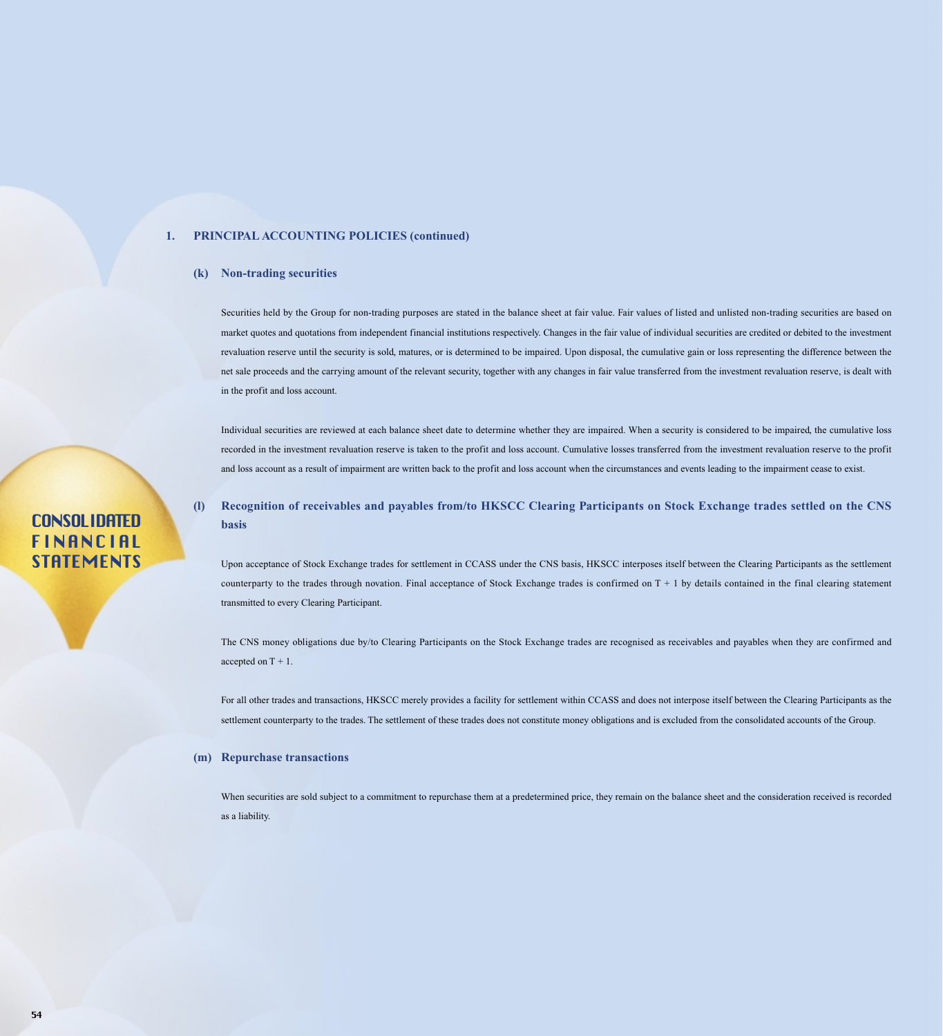## 1. PRINCIPAL ACCOUNTING POLICIES (continued)

### (k) Non-trading securities

Securities held by the Group for non-trading purposes are stated in the balance sheet at fair value. Fair values of listed and unlisted non-trading securities are based on market quotes and quotations from independent financial institutions respectively. Changes in the fair value of individual securities are credited or debited to the investment revaluation reserve until the security is sold, matures, or is determined to be impaired. Upon disposal, the cumulative gain or loss representing the difference between the net sale proceeds and the carrying amount of the relevant security, together with any changes in fair value transferred from the investment revaluation reserve, is dealt with in the profit and loss account.

Individual securities are reviewed at each balance sheet date to determine whether they are impaired. When a security is considered to be impaired, the cumulative loss recorded in the investment revaluation reserve is taken to the profit and loss account. Cumulative losses transferred from the investment revaluation reserve to the profit and loss account as a result of impairment are written back to the profit and loss account when the circumstances and events leading to the impairment cease to exist.

### (l) Recognition of receivables and payables from/to HKSCC Clearing Participants on Stock Exchange trades settled on the CNS basis

Upon acceptance of Stock Exchange trades for settlement in CCASS under the CNS basis, HKSCC interposes itself between the Clearing Participants as the settlement counterparty to the trades through novation. Final acceptance of Stock Exchange trades is confirmed on T + 1 by details contained in the final clearing statement transmitted to every Clearing Participant.

The CNS money obligations due by/to Clearing Participants on the Stock Exchange trades are recognised as receivables and payables when they are confirmed and accepted on T + 1.

For all other trades and transactions, HKSCC merely provides a facility for settlement within CCASS and does not interpose itself between the Clearing Participants as the settlement counterparty to the trades. The settlement of these trades does not constitute money obligations and is excluded from the consolidated accounts of the Group.

### (m) Repurchase transactions

When securities are sold subject to a commitment to repurchase them at a predetermined price, they remain on the balance sheet and the consideration received is recorded as a liability.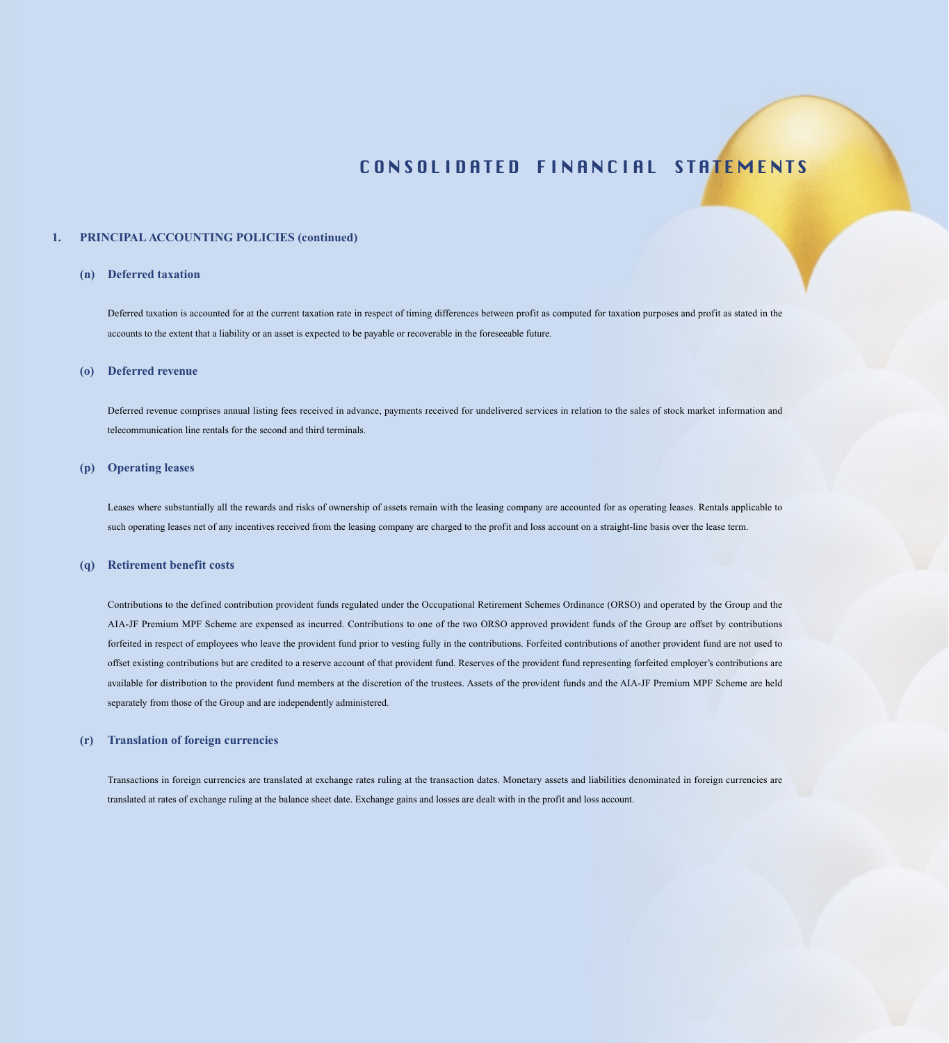# CONSOLIDATED FINANCIAL STATEMENTS

## 1. PRINCIPAL ACCOUNTING POLICIES (continued)

### (n) Deferred taxation

Deferred taxation is accounted for at the current taxation rate in respect of timing differences between profit as computed for taxation purposes and profit as stated in the accounts to the extent that a liability or an asset is expected to be payable or recoverable in the foreseeable future.

### (o) Deferred revenue

Deferred revenue comprises annual listing fees received in advance, payments received for undelivered services in relation to the sales of stock market information and telecommunication line rentals for the second and third terminals.

### (p) Operating leases

Leases where substantially all the rewards and risks of ownership of assets remain with the leasing company are accounted for as operating leases. Rentals applicable to such operating leases net of any incentives received from the leasing company are charged to the profit and loss account on a straight-line basis over the lease term.

### (q) Retirement benefit costs

Contributions to the defined contribution provident funds regulated under the Occupational Retirement Schemes Ordinance (ORSO) and operated by the Group and the AIA-JF Premium MPF Scheme are expensed as incurred. Contributions to one of the two ORSO approved provident funds of the Group are offset by contributions forfeited in respect of employees who leave the provident fund prior to vesting fully in the contributions. Forfeited contributions of another provident fund are not used to offset existing contributions but are credited to a reserve account of that provident fund. Reserves of the provident fund representing forfeited employer's contributions are available for distribution to the provident fund members at the discretion of the trustees. Assets of the provident funds and the AIA-JF Premium MPF Scheme are held separately from those of the Group and are independently administered.

### (r) Translation of foreign currencies

Transactions in foreign currencies are translated at exchange rates ruling at the transaction dates. Monetary assets and liabilities denominated in foreign currencies are translated at rates of exchange ruling at the balance sheet date. Exchange gains and losses are dealt with in the profit and loss account.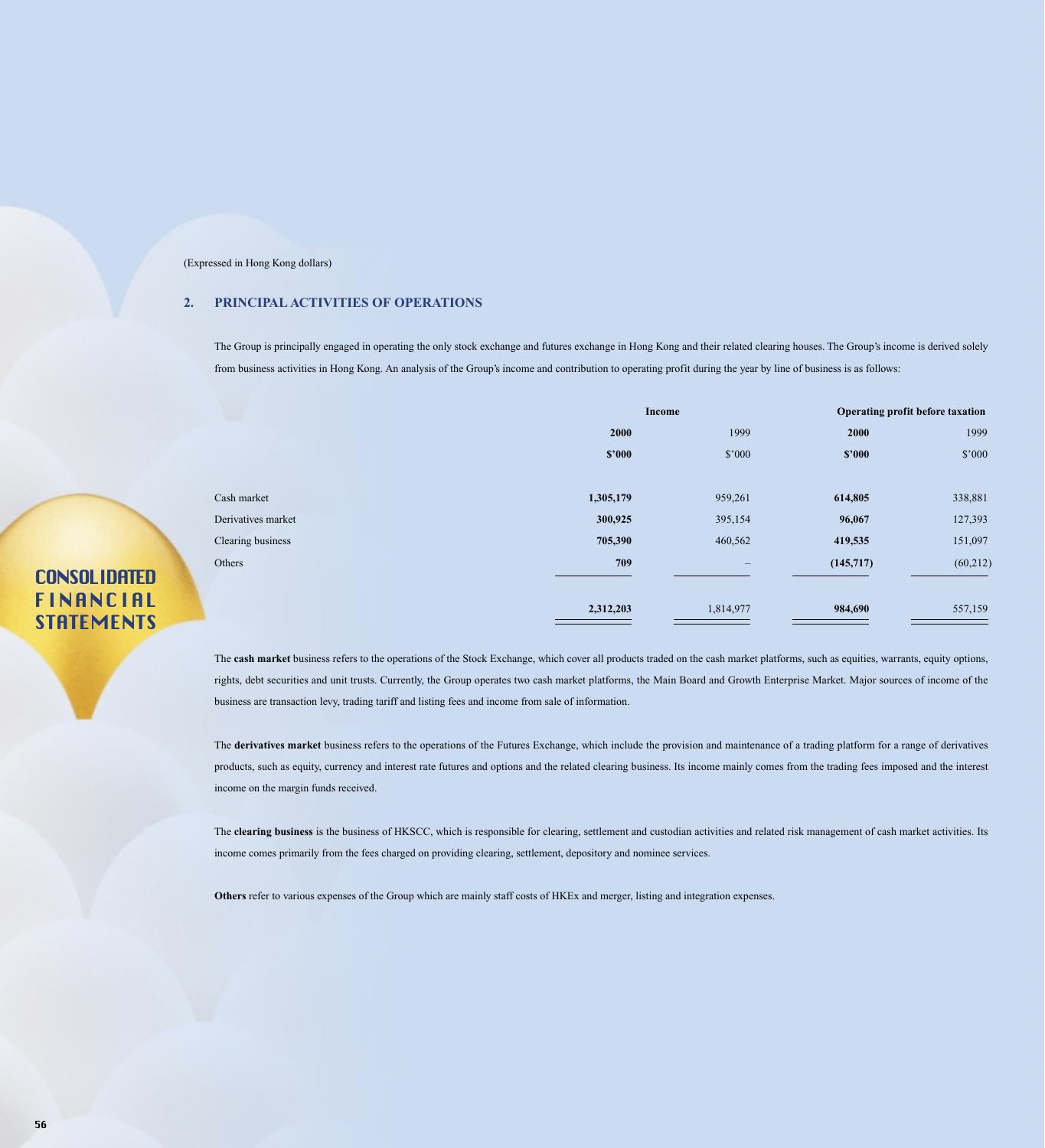(Expressed in Hong Kong dollars)

## 2. PRINCIPAL ACTIVITIES OF OPERATIONS

The Group is principally engaged in operating the only stock exchange and futures exchange in Hong Kong and their related clearing houses. The Group's income is derived solely from business activities in Hong Kong. An analysis of the Group's income and contribution to operating profit during the year by line of business is as follows:

| | Income | | Operating profit before taxation | |
|---|---|---|---|---|
| | **2000** | 1999 | **2000** | 1999 |
| | **$'000** | $'000 | **$'000** | $'000 |
| Cash market | **1,305,179** | 959,261 | **614,805** | 338,881 |
| Derivatives market | **300,925** | 395,154 | **96,067** | 127,393 |
| Clearing business | **705,390** | 460,562 | **419,535** | 151,097 |
| Others | **709** | – | **(145,717)** | (60,212) |
| | **2,312,203** | 1,814,977 | **984,690** | 557,159 |

The **cash market** business refers to the operations of the Stock Exchange, which cover all products traded on the cash market platforms, such as equities, warrants, equity options, rights, debt securities and unit trusts. Currently, the Group operates two cash market platforms, the Main Board and Growth Enterprise Market. Major sources of income of the business are transaction levy, trading tariff and listing fees and income from sale of information.

The **derivatives market** business refers to the operations of the Futures Exchange, which include the provision and maintenance of a trading platform for a range of derivatives products, such as equity, currency and interest rate futures and options and the related clearing business. Its income mainly comes from the trading fees imposed and the interest income on the margin funds received.

The **clearing business** is the business of HKSCC, which is responsible for clearing, settlement and custodian activities and related risk management of cash market activities. Its income comes primarily from the fees charged on providing clearing, settlement, depository and nominee services.

**Others** refer to various expenses of the Group which are mainly staff costs of HKEx and merger, listing and integration expenses.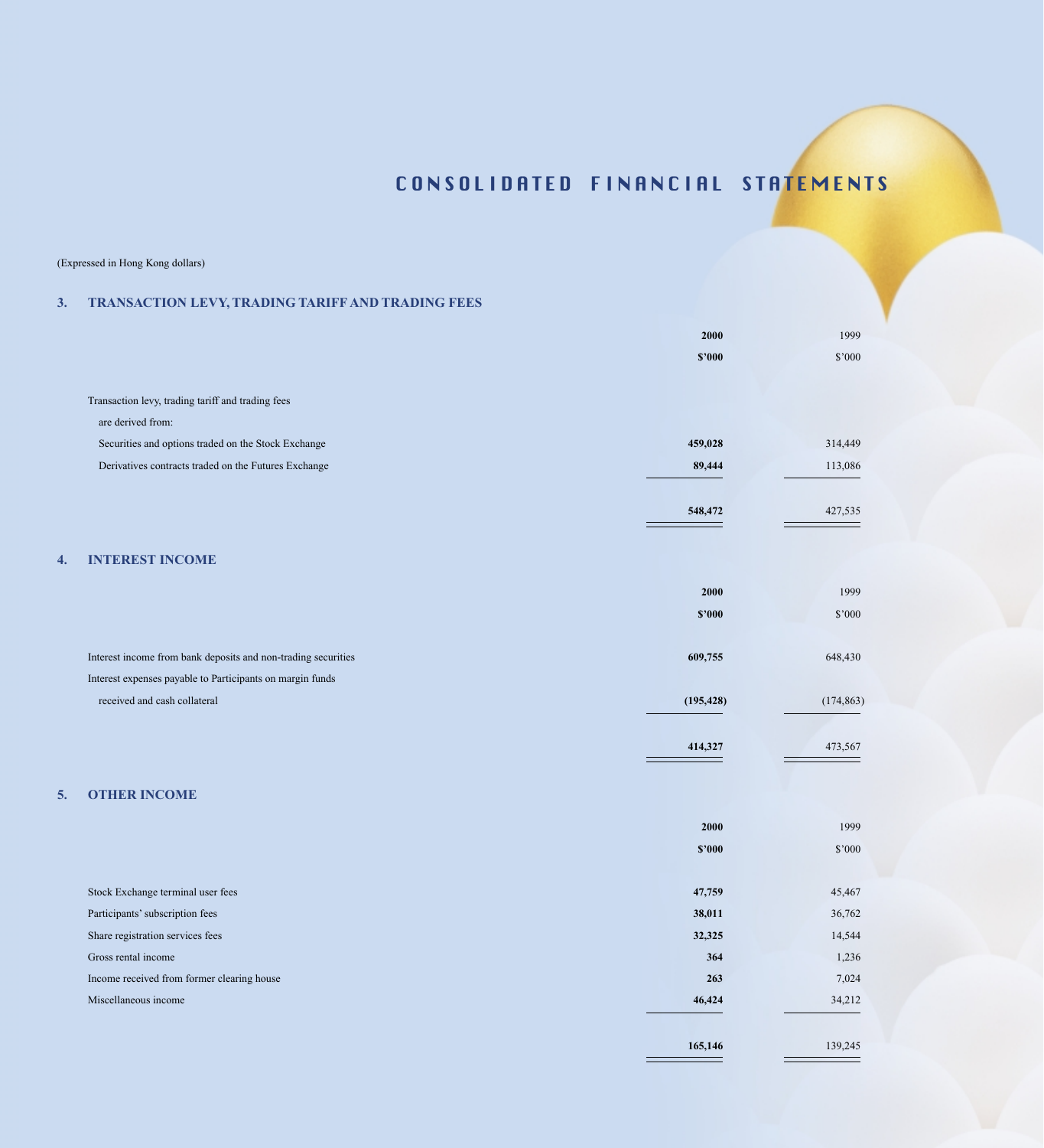# CONSOLIDATED FINANCIAL STATEMENTS

(Expressed in Hong Kong dollars)

## 3. TRANSACTION LEVY, TRADING TARIFF AND TRADING FEES

| | **2000** | 1999 |
|---|---|---|
| | **$'000** | $'000 |
| Transaction levy, trading tariff and trading fees are derived from: | | |
| Securities and options traded on the Stock Exchange | **459,028** | 314,449 |
| Derivatives contracts traded on the Futures Exchange | **89,444** | 113,086 |
| | **548,472** | 427,535 |

## 4. INTEREST INCOME

| | **2000** | 1999 |
|---|---|---|
| | **$'000** | $'000 |
| Interest income from bank deposits and non-trading securities | **609,755** | 648,430 |
| Interest expenses payable to Participants on margin funds received and cash collateral | **(195,428)** | (174,863) |
| | **414,327** | 473,567 |

## 5. OTHER INCOME

| | **2000** | 1999 |
|---|---|---|
| | **$'000** | $'000 |
| Stock Exchange terminal user fees | **47,759** | 45,467 |
| Participants' subscription fees | **38,011** | 36,762 |
| Share registration services fees | **32,325** | 14,544 |
| Gross rental income | **364** | 1,236 |
| Income received from former clearing house | **263** | 7,024 |
| Miscellaneous income | **46,424** | 34,212 |
| | **165,146** | 139,245 |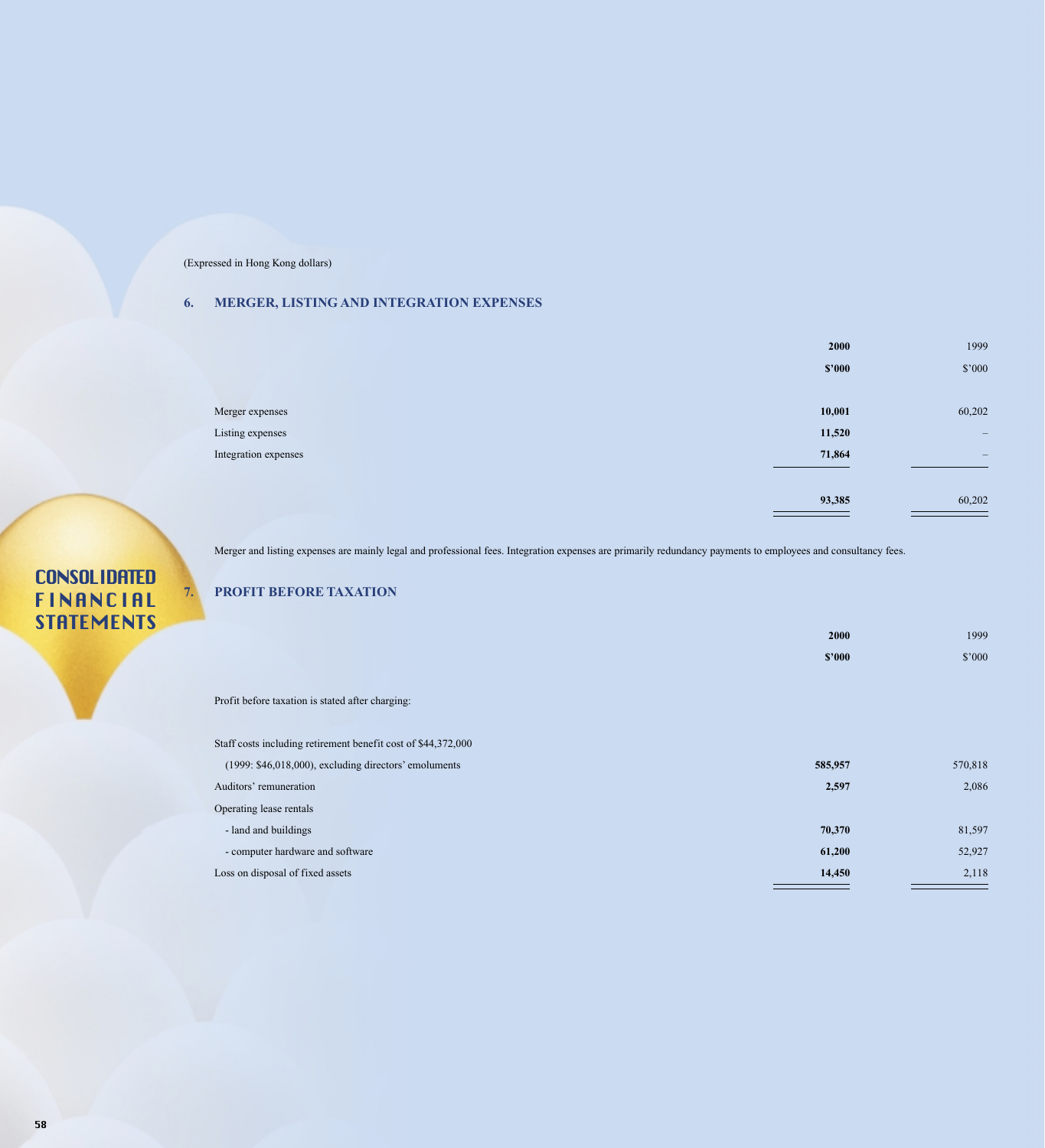(Expressed in Hong Kong dollars)

## 6. MERGER, LISTING AND INTEGRATION EXPENSES

| | **2000** | 1999 |
|---|---|---|
| | **$'000** | $'000 |
| Merger expenses | **10,001** | 60,202 |
| Listing expenses | **11,520** | – |
| Integration expenses | **71,864** | – |
| | **93,385** | 60,202 |

Merger and listing expenses are mainly legal and professional fees. Integration expenses are primarily redundancy payments to employees and consultancy fees.

## 7. PROFIT BEFORE TAXATION

| | **2000** | 1999 |
|---|---|---|
| | **$'000** | $'000 |
| Profit before taxation is stated after charging: | | |
| Staff costs including retirement benefit cost of $44,372,000 (1999: $46,018,000), excluding directors' emoluments | **585,957** | 570,818 |
| Auditors' remuneration | **2,597** | 2,086 |
| Operating lease rentals | | |
| - land and buildings | **70,370** | 81,597 |
| - computer hardware and software | **61,200** | 52,927 |
| Loss on disposal of fixed assets | **14,450** | 2,118 |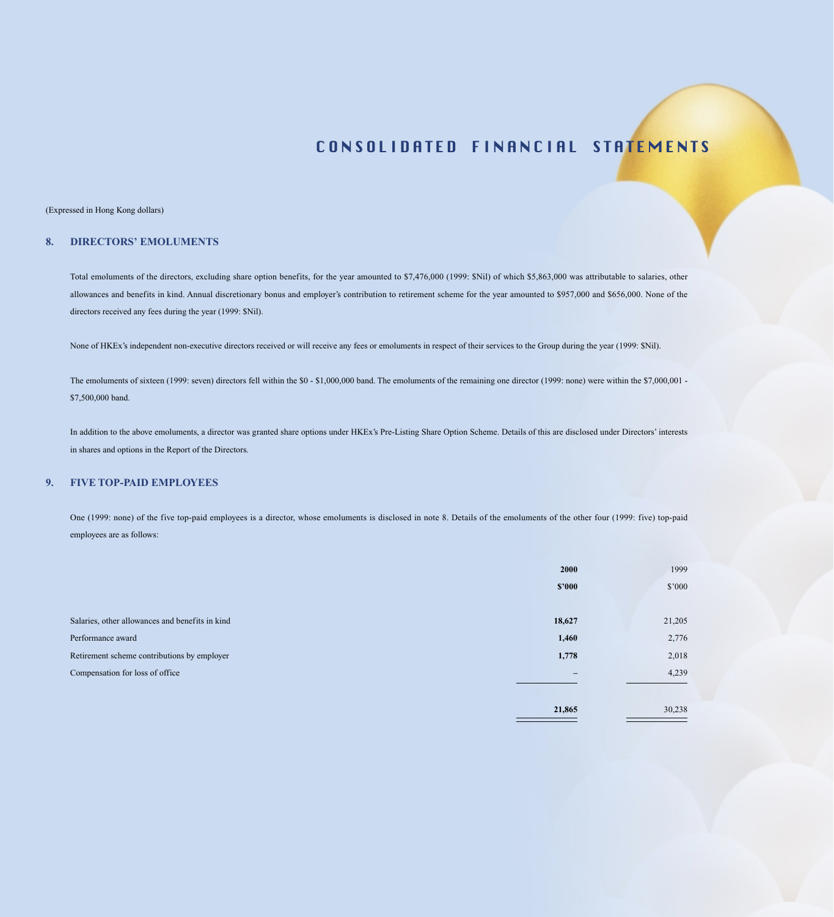# CONSOLIDATED FINANCIAL STATEMENTS

(Expressed in Hong Kong dollars)

## 8. DIRECTORS' EMOLUMENTS

Total emoluments of the directors, excluding share option benefits, for the year amounted to $7,476,000 (1999: $Nil) of which $5,863,000 was attributable to salaries, other allowances and benefits in kind. Annual discretionary bonus and employer's contribution to retirement scheme for the year amounted to $957,000 and $656,000. None of the directors received any fees during the year (1999: $Nil).

None of HKEx's independent non-executive directors received or will receive any fees or emoluments in respect of their services to the Group during the year (1999: $Nil).

The emoluments of sixteen (1999: seven) directors fell within the $0 - $1,000,000 band. The emoluments of the remaining one director (1999: none) were within the $7,000,001 - $7,500,000 band.

In addition to the above emoluments, a director was granted share options under HKEx's Pre-Listing Share Option Scheme. Details of this are disclosed under Directors' interests in shares and options in the Report of the Directors.

## 9. FIVE TOP-PAID EMPLOYEES

One (1999: none) of the five top-paid employees is a director, whose emoluments is disclosed in note 8. Details of the emoluments of the other four (1999: five) top-paid employees are as follows:

| | **2000** | 1999 |
|---|---|---|
| | **$'000** | $'000 |
| Salaries, other allowances and benefits in kind | **18,627** | 21,205 |
| Performance award | **1,460** | 2,776 |
| Retirement scheme contributions by employer | **1,778** | 2,018 |
| Compensation for loss of office | **–** | 4,239 |
| | **21,865** | 30,238 |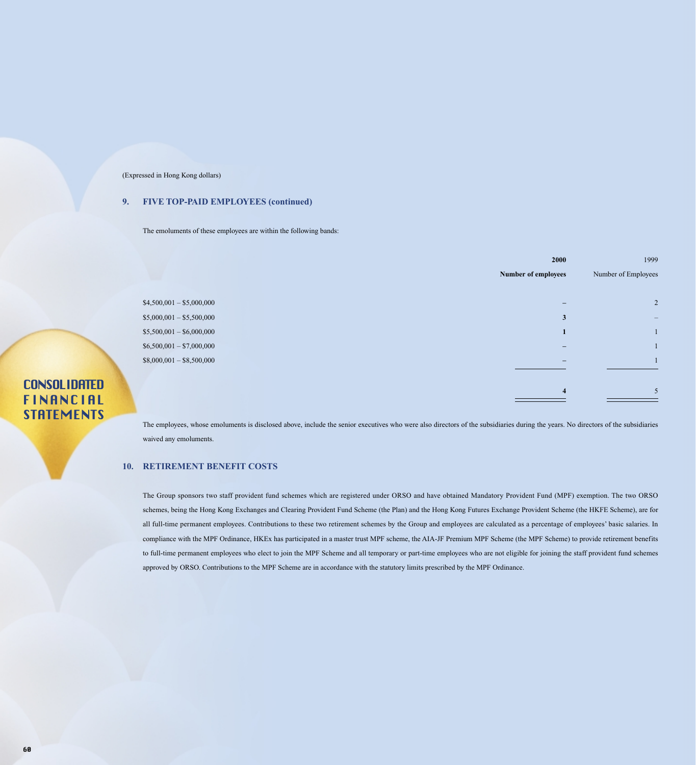(Expressed in Hong Kong dollars)

## 9. FIVE TOP-PAID EMPLOYEES (continued)

The emoluments of these employees are within the following bands:

| | **2000** | 1999 |
|---|---|---|
| | **Number of employees** | Number of Employees |
| $4,500,001 – $5,000,000 | **–** | 2 |
| $5,000,001 – $5,500,000 | **3** | – |
| $5,500,001 – $6,000,000 | **1** | 1 |
| $6,500,001 – $7,000,000 | **–** | 1 |
| $8,000,001 – $8,500,000 | **–** | 1 |
| | **4** | 5 |

The employees, whose emoluments is disclosed above, include the senior executives who were also directors of the subsidiaries during the years. No directors of the subsidiaries waived any emoluments.

## 10. RETIREMENT BENEFIT COSTS

The Group sponsors two staff provident fund schemes which are registered under ORSO and have obtained Mandatory Provident Fund (MPF) exemption. The two ORSO schemes, being the Hong Kong Exchanges and Clearing Provident Fund Scheme (the Plan) and the Hong Kong Futures Exchange Provident Scheme (the HKFE Scheme), are for all full-time permanent employees. Contributions to these two retirement schemes by the Group and employees are calculated as a percentage of employees' basic salaries. In compliance with the MPF Ordinance, HKEx has participated in a master trust MPF scheme, the AIA-JF Premium MPF Scheme (the MPF Scheme) to provide retirement benefits to full-time permanent employees who elect to join the MPF Scheme and all temporary or part-time employees who are not eligible for joining the staff provident fund schemes approved by ORSO. Contributions to the MPF Scheme are in accordance with the statutory limits prescribed by the MPF Ordinance.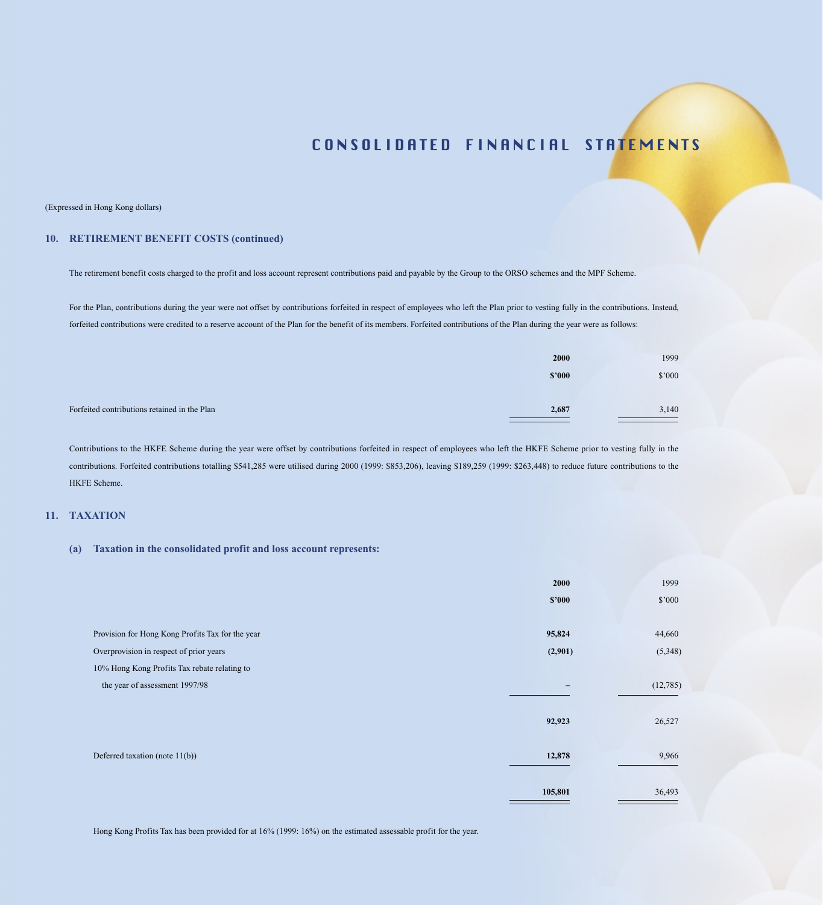(Expressed in Hong Kong dollars)

## 10. RETIREMENT BENEFIT COSTS (continued)

The retirement benefit costs charged to the profit and loss account represent contributions paid and payable by the Group to the ORSO schemes and the MPF Scheme.

For the Plan, contributions during the year were not offset by contributions forfeited in respect of employees who left the Plan prior to vesting fully in the contributions. Instead, forfeited contributions were credited to a reserve account of the Plan for the benefit of its members. Forfeited contributions of the Plan during the year were as follows:

| | **2000** | 1999 |
|---|---|---|
| | **\$'000** | \$'000 |
| Forfeited contributions retained in the Plan | **2,687** | 3,140 |

Contributions to the HKFE Scheme during the year were offset by contributions forfeited in respect of employees who left the HKFE Scheme prior to vesting fully in the contributions. Forfeited contributions totalling \$541,285 were utilised during 2000 (1999: \$853,206), leaving \$189,259 (1999: \$263,448) to reduce future contributions to the HKFE Scheme.

## 11. TAXATION

### (a) Taxation in the consolidated profit and loss account represents:

| | **2000** | 1999 |
|---|---|---|
| | **\$'000** | \$'000 |
| Provision for Hong Kong Profits Tax for the year | **95,824** | 44,660 |
| Overprovision in respect of prior years | **(2,901)** | (5,348) |
| 10% Hong Kong Profits Tax rebate relating to the year of assessment 1997/98 | **–** | (12,785) |
| | **92,923** | 26,527 |
| Deferred taxation (note 11(b)) | **12,878** | 9,966 |
| | **105,801** | 36,493 |

Hong Kong Profits Tax has been provided for at 16% (1999: 16%) on the estimated assessable profit for the year.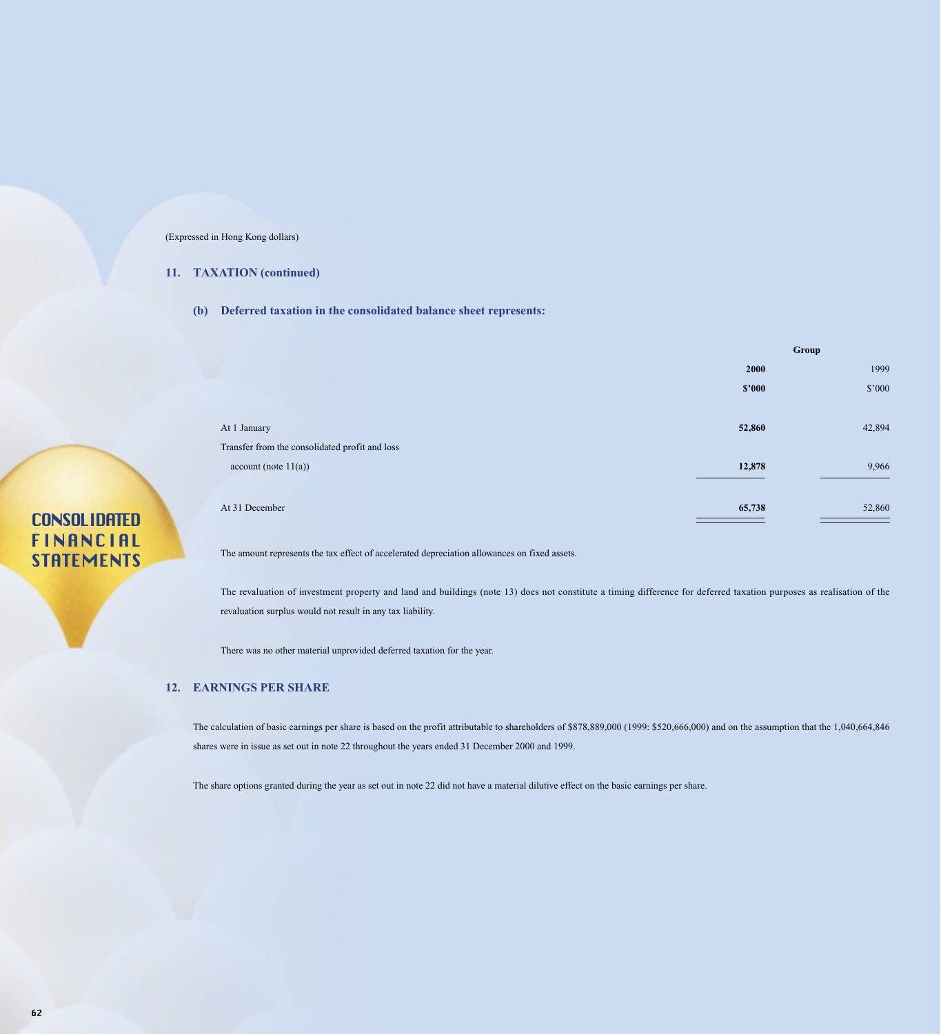(Expressed in Hong Kong dollars)

## 11. TAXATION (continued)

### (b) Deferred taxation in the consolidated balance sheet represents:

| | Group | |
|---|---|---|
| | **2000** | 1999 |
| | **$'000** | $'000 |
| At 1 January | **52,860** | 42,894 |
| Transfer from the consolidated profit and loss account (note 11(a)) | **12,878** | 9,966 |
| At 31 December | **65,738** | 52,860 |

The amount represents the tax effect of accelerated depreciation allowances on fixed assets.

The revaluation of investment property and land and buildings (note 13) does not constitute a timing difference for deferred taxation purposes as realisation of the revaluation surplus would not result in any tax liability.

There was no other material unprovided deferred taxation for the year.

## 12. EARNINGS PER SHARE

The calculation of basic earnings per share is based on the profit attributable to shareholders of $878,889,000 (1999: $520,666,000) and on the assumption that the 1,040,664,846 shares were in issue as set out in note 22 throughout the years ended 31 December 2000 and 1999.

The share options granted during the year as set out in note 22 did not have a material dilutive effect on the basic earnings per share.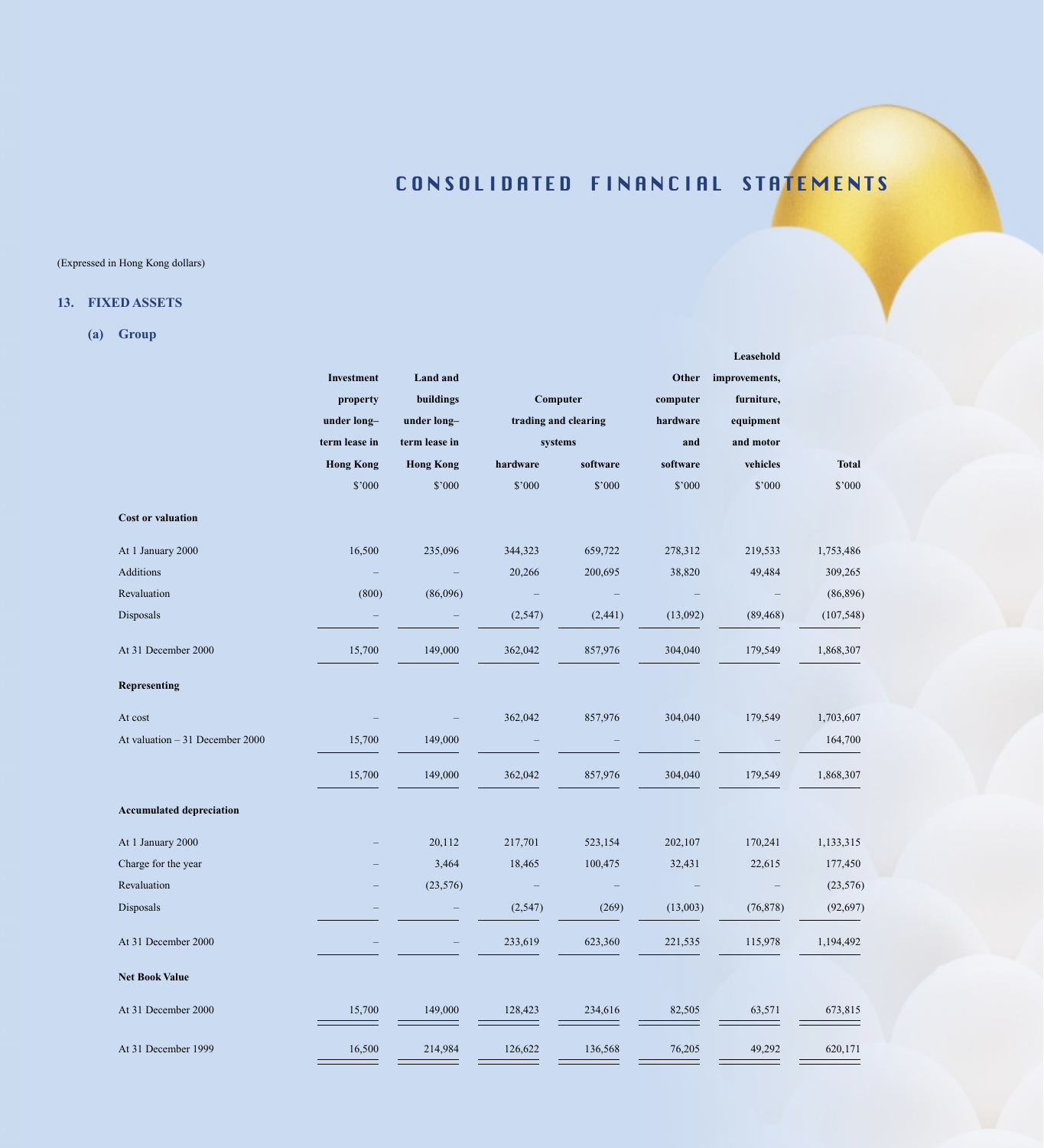## CONSOLIDATED FINANCIAL STATEMENTS

(Expressed in Hong Kong dollars)

## 13. FIXED ASSETS

### (a) Group

| | Investment property under long–term lease in Hong Kong | Land and buildings under long–term lease in Hong Kong | Computer trading and clearing systems | | Other computer hardware and software | Leasehold improvements, furniture, equipment and motor vehicles | Total |
|---|---|---|---|---|---|---|---|
| | | | hardware | software | | | |
| | $'000 | $'000 | $'000 | $'000 | $'000 | $'000 | $'000 |
| **Cost or valuation** | | | | | | | |
| At 1 January 2000 | 16,500 | 235,096 | 344,323 | 659,722 | 278,312 | 219,533 | 1,753,486 |
| Additions | – | – | 20,266 | 200,695 | 38,820 | 49,484 | 309,265 |
| Revaluation | (800) | (86,096) | – | – | – | – | (86,896) |
| Disposals | – | – | (2,547) | (2,441) | (13,092) | (89,468) | (107,548) |
| At 31 December 2000 | 15,700 | 149,000 | 362,042 | 857,976 | 304,040 | 179,549 | 1,868,307 |
| **Representing** | | | | | | | |
| At cost | – | – | 362,042 | 857,976 | 304,040 | 179,549 | 1,703,607 |
| At valuation – 31 December 2000 | 15,700 | 149,000 | – | – | – | – | 164,700 |
| | 15,700 | 149,000 | 362,042 | 857,976 | 304,040 | 179,549 | 1,868,307 |
| **Accumulated depreciation** | | | | | | | |
| At 1 January 2000 | – | 20,112 | 217,701 | 523,154 | 202,107 | 170,241 | 1,133,315 |
| Charge for the year | – | 3,464 | 18,465 | 100,475 | 32,431 | 22,615 | 177,450 |
| Revaluation | – | (23,576) | – | – | – | – | (23,576) |
| Disposals | – | – | (2,547) | (269) | (13,003) | (76,878) | (92,697) |
| At 31 December 2000 | – | – | 233,619 | 623,360 | 221,535 | 115,978 | 1,194,492 |
| **Net Book Value** | | | | | | | |
| At 31 December 2000 | 15,700 | 149,000 | 128,423 | 234,616 | 82,505 | 63,571 | 673,815 |
| At 31 December 1999 | 16,500 | 214,984 | 126,622 | 136,568 | 76,205 | 49,292 | 620,171 |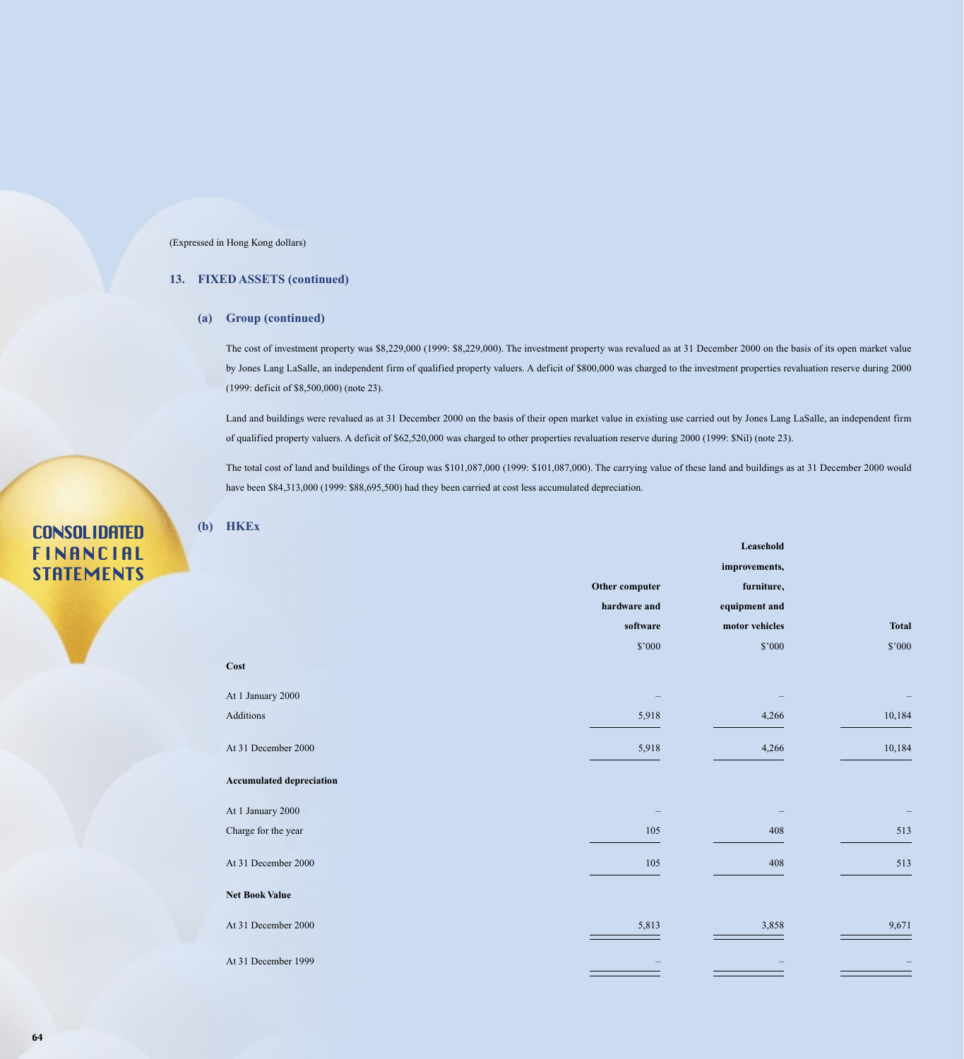(Expressed in Hong Kong dollars)

## 13. FIXED ASSETS (continued)

### (a) Group (continued)

The cost of investment property was $8,229,000 (1999: $8,229,000). The investment property was revalued as at 31 December 2000 on the basis of its open market value by Jones Lang LaSalle, an independent firm of qualified property valuers. A deficit of $800,000 was charged to the investment properties revaluation reserve during 2000 (1999: deficit of $8,500,000) (note 23).

Land and buildings were revalued as at 31 December 2000 on the basis of their open market value in existing use carried out by Jones Lang LaSalle, an independent firm of qualified property valuers. A deficit of $62,520,000 was charged to other properties revaluation reserve during 2000 (1999: $Nil) (note 23).

The total cost of land and buildings of the Group was $101,087,000 (1999: $101,087,000). The carrying value of these land and buildings as at 31 December 2000 would have been $84,313,000 (1999: $88,695,500) had they been carried at cost less accumulated depreciation.

### (b) HKEx

| | Other computer hardware and software | Leasehold improvements, furniture, equipment and motor vehicles | Total |
|---|---|---|---|
| | $'000 | $'000 | $'000 |
| **Cost** | | | |
| At 1 January 2000 | – | – | – |
| Additions | 5,918 | 4,266 | 10,184 |
| At 31 December 2000 | 5,918 | 4,266 | 10,184 |
| **Accumulated depreciation** | | | |
| At 1 January 2000 | – | – | – |
| Charge for the year | 105 | 408 | 513 |
| At 31 December 2000 | 105 | 408 | 513 |
| **Net Book Value** | | | |
| At 31 December 2000 | 5,813 | 3,858 | 9,671 |
| At 31 December 1999 | – | – | – |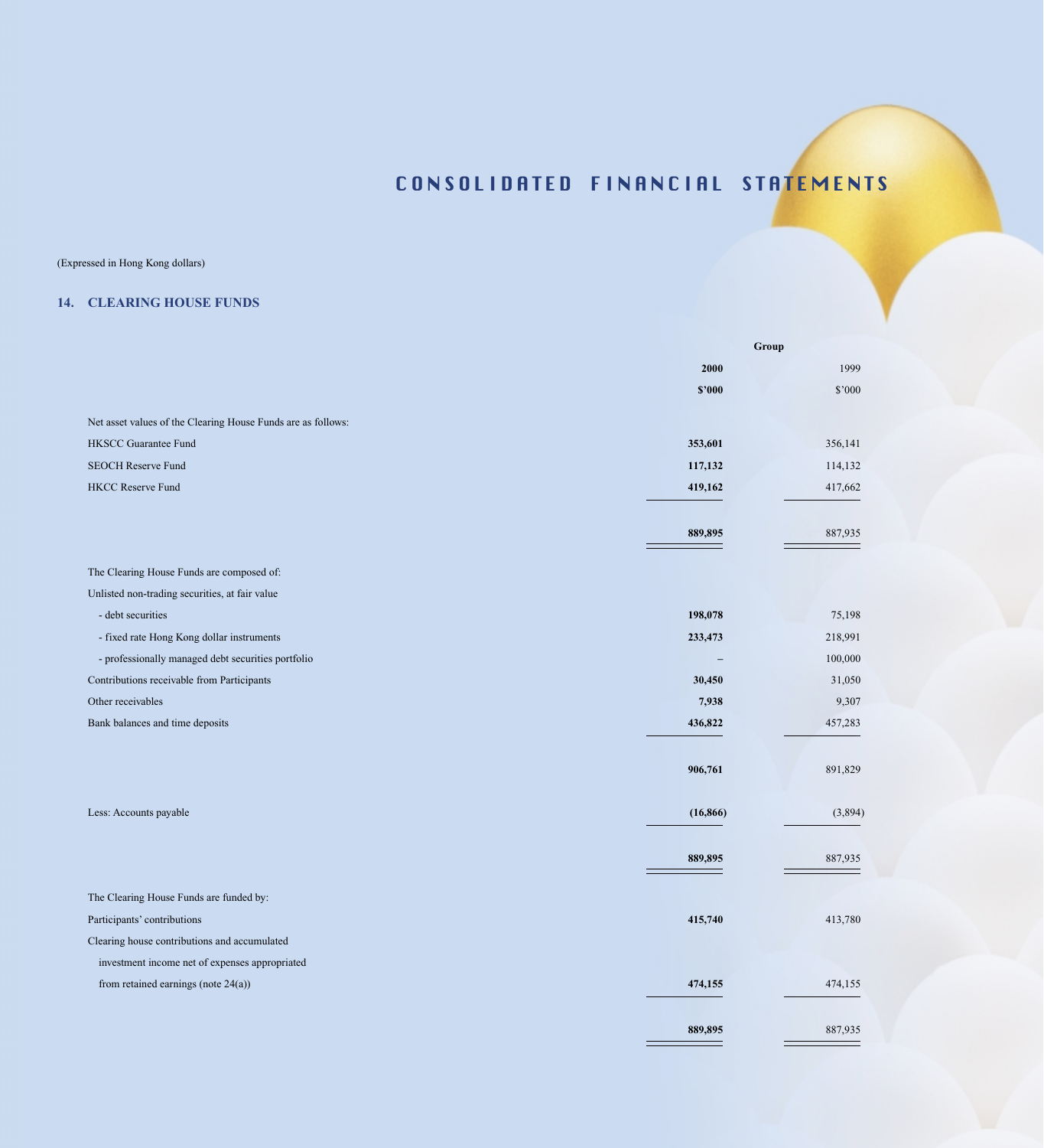(Expressed in Hong Kong dollars)

## 14. CLEARING HOUSE FUNDS

| | Group | |
|---|---|---|
| | **2000** | 1999 |
| | **$'000** | $'000 |
| Net asset values of the Clearing House Funds are as follows: | | |
| HKSCC Guarantee Fund | **353,601** | 356,141 |
| SEOCH Reserve Fund | **117,132** | 114,132 |
| HKCC Reserve Fund | **419,162** | 417,662 |
| | **889,895** | 887,935 |
| The Clearing House Funds are composed of: | | |
| Unlisted non-trading securities, at fair value | | |
| - debt securities | **198,078** | 75,198 |
| - fixed rate Hong Kong dollar instruments | **233,473** | 218,991 |
| - professionally managed debt securities portfolio | **–** | 100,000 |
| Contributions receivable from Participants | **30,450** | 31,050 |
| Other receivables | **7,938** | 9,307 |
| Bank balances and time deposits | **436,822** | 457,283 |
| | **906,761** | 891,829 |
| Less: Accounts payable | **(16,866)** | (3,894) |
| | **889,895** | 887,935 |
| The Clearing House Funds are funded by: | | |
| Participants' contributions | **415,740** | 413,780 |
| Clearing house contributions and accumulated investment income net of expenses appropriated from retained earnings (note 24(a)) | **474,155** | 474,155 |
| | **889,895** | 887,935 |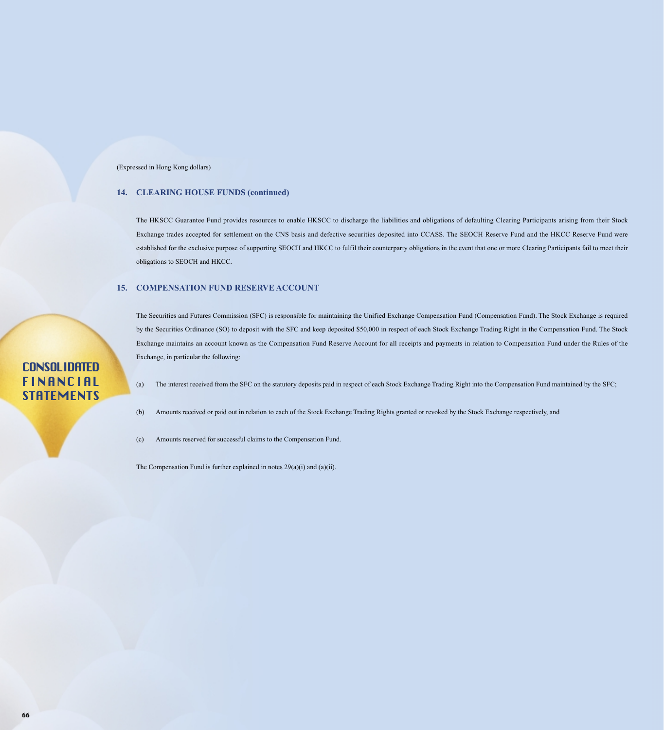(Expressed in Hong Kong dollars)

## 14. CLEARING HOUSE FUNDS (continued)

The HKSCC Guarantee Fund provides resources to enable HKSCC to discharge the liabilities and obligations of defaulting Clearing Participants arising from their Stock Exchange trades accepted for settlement on the CNS basis and defective securities deposited into CCASS. The SEOCH Reserve Fund and the HKCC Reserve Fund were established for the exclusive purpose of supporting SEOCH and HKCC to fulfil their counterparty obligations in the event that one or more Clearing Participants fail to meet their obligations to SEOCH and HKCC.

## 15. COMPENSATION FUND RESERVE ACCOUNT

The Securities and Futures Commission (SFC) is responsible for maintaining the Unified Exchange Compensation Fund (Compensation Fund). The Stock Exchange is required by the Securities Ordinance (SO) to deposit with the SFC and keep deposited $50,000 in respect of each Stock Exchange Trading Right in the Compensation Fund. The Stock Exchange maintains an account known as the Compensation Fund Reserve Account for all receipts and payments in relation to Compensation Fund under the Rules of the Exchange, in particular the following:

(a) The interest received from the SFC on the statutory deposits paid in respect of each Stock Exchange Trading Right into the Compensation Fund maintained by the SFC;

(b) Amounts received or paid out in relation to each of the Stock Exchange Trading Rights granted or revoked by the Stock Exchange respectively, and

(c) Amounts reserved for successful claims to the Compensation Fund.

The Compensation Fund is further explained in notes 29(a)(i) and (a)(ii).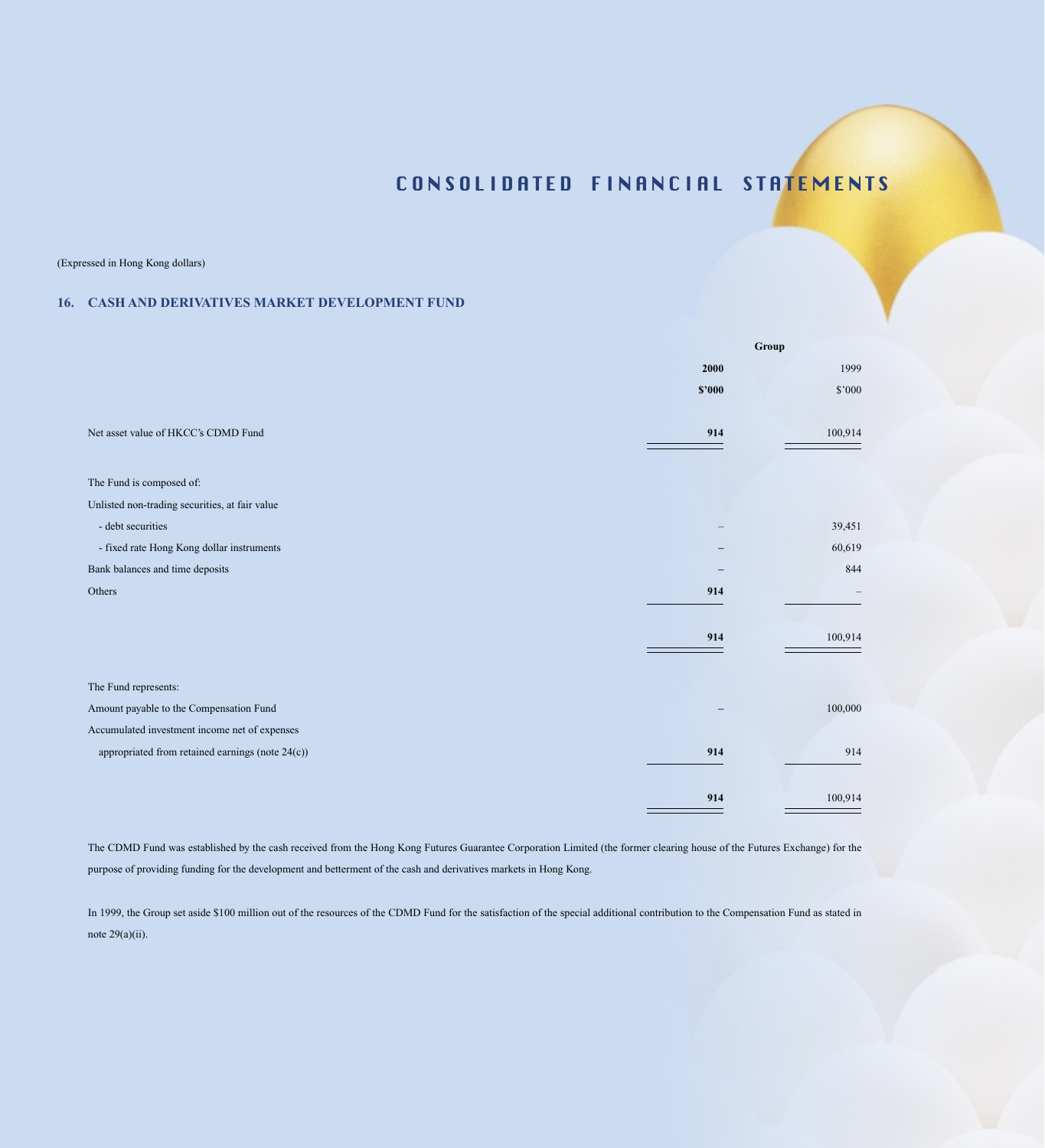# CONSOLIDATED FINANCIAL STATEMENTS

(Expressed in Hong Kong dollars)

## 16. CASH AND DERIVATIVES MARKET DEVELOPMENT FUND

| | Group | |
|---|---|---|
| | **2000** | 1999 |
| | **$'000** | $'000 |
| Net asset value of HKCC's CDMD Fund | **914** | 100,914 |
| The Fund is composed of: | | |
| Unlisted non-trading securities, at fair value | | |
| - debt securities | – | 39,451 |
| - fixed rate Hong Kong dollar instruments | – | 60,619 |
| Bank balances and time deposits | – | 844 |
| Others | **914** | – |
| | **914** | 100,914 |
| The Fund represents: | | |
| Amount payable to the Compensation Fund | – | 100,000 |
| Accumulated investment income net of expenses appropriated from retained earnings (note 24(c)) | **914** | 914 |
| | **914** | 100,914 |

The CDMD Fund was established by the cash received from the Hong Kong Futures Guarantee Corporation Limited (the former clearing house of the Futures Exchange) for the purpose of providing funding for the development and betterment of the cash and derivatives markets in Hong Kong.

In 1999, the Group set aside $100 million out of the resources of the CDMD Fund for the satisfaction of the special additional contribution to the Compensation Fund as stated in note 29(a)(ii).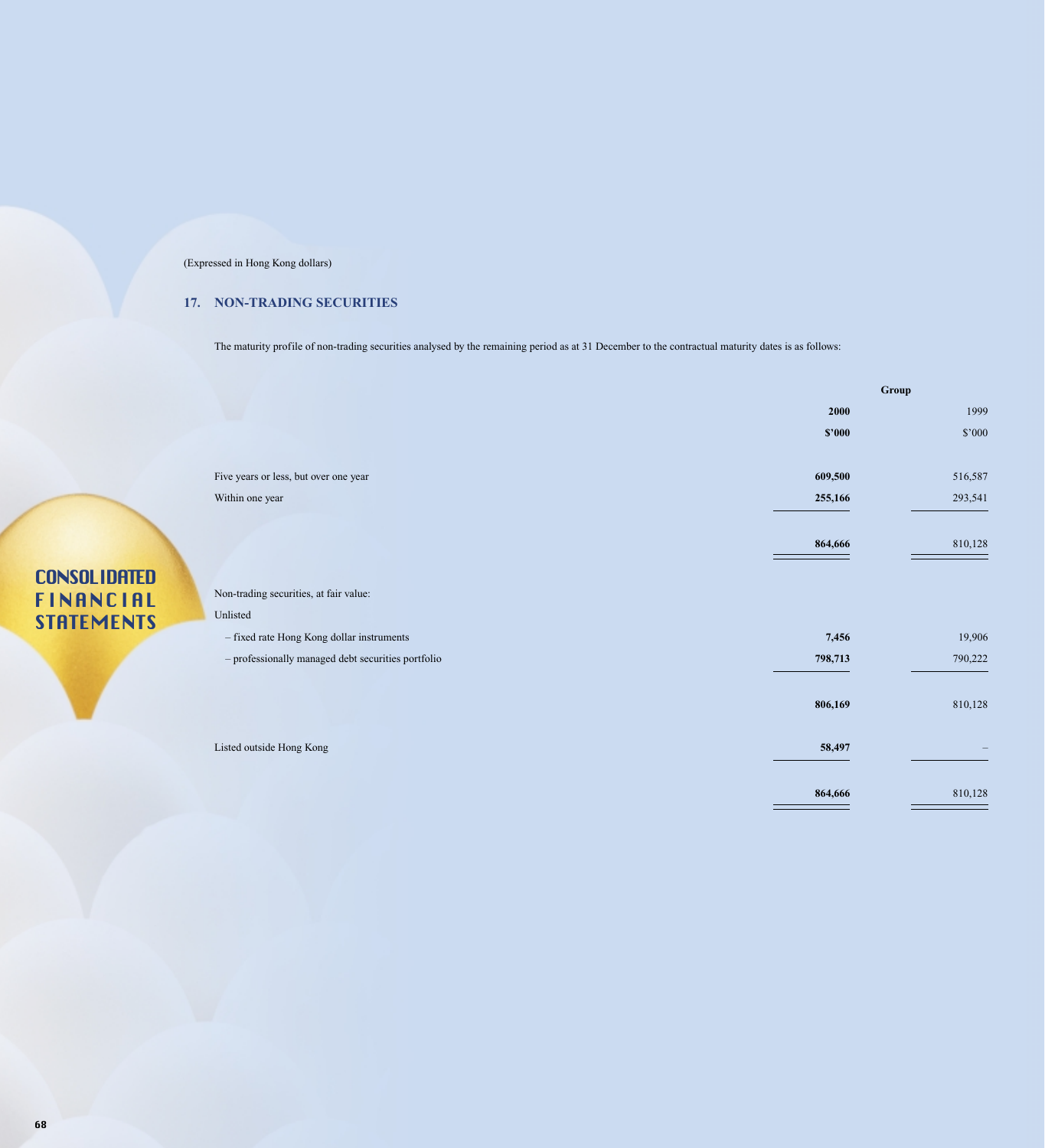(Expressed in Hong Kong dollars)

## 17. NON-TRADING SECURITIES

The maturity profile of non-trading securities analysed by the remaining period as at 31 December to the contractual maturity dates is as follows:

| | Group | |
|---|---|---|
| | **2000** | 1999 |
| | **$'000** | $'000 |
| Five years or less, but over one year | **609,500** | 516,587 |
| Within one year | **255,166** | 293,541 |
| | **864,666** | 810,128 |
| Non-trading securities, at fair value: | | |
| Unlisted | | |
| – fixed rate Hong Kong dollar instruments | **7,456** | 19,906 |
| – professionally managed debt securities portfolio | **798,713** | 790,222 |
| | **806,169** | 810,128 |
| Listed outside Hong Kong | **58,497** | – |
| | **864,666** | 810,128 |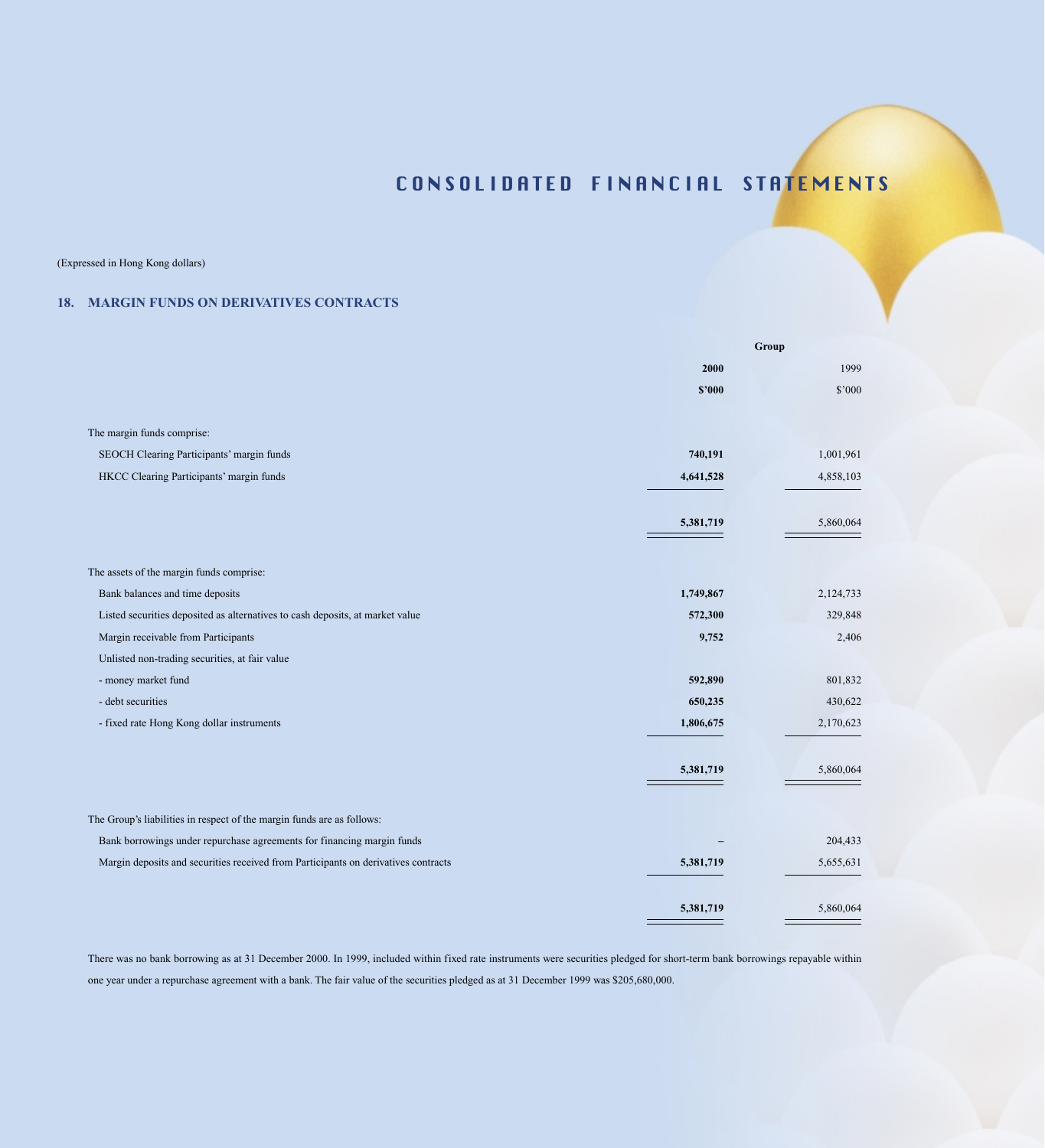## CONSOLIDATED FINANCIAL STATEMENTS

(Expressed in Hong Kong dollars)

### 18. MARGIN FUNDS ON DERIVATIVES CONTRACTS

| | Group | |
|---|---|---|
| | **2000** | 1999 |
| | **$'000** | $'000 |
| The margin funds comprise: | | |
| SEOCH Clearing Participants' margin funds | **740,191** | 1,001,961 |
| HKCC Clearing Participants' margin funds | **4,641,528** | 4,858,103 |
| | **5,381,719** | 5,860,064 |
| The assets of the margin funds comprise: | | |
| Bank balances and time deposits | **1,749,867** | 2,124,733 |
| Listed securities deposited as alternatives to cash deposits, at market value | **572,300** | 329,848 |
| Margin receivable from Participants | **9,752** | 2,406 |
| Unlisted non-trading securities, at fair value | | |
| - money market fund | **592,890** | 801,832 |
| - debt securities | **650,235** | 430,622 |
| - fixed rate Hong Kong dollar instruments | **1,806,675** | 2,170,623 |
| | **5,381,719** | 5,860,064 |
| The Group's liabilities in respect of the margin funds are as follows: | | |
| Bank borrowings under repurchase agreements for financing margin funds | **–** | 204,433 |
| Margin deposits and securities received from Participants on derivatives contracts | **5,381,719** | 5,655,631 |
| | **5,381,719** | 5,860,064 |

There was no bank borrowing as at 31 December 2000. In 1999, included within fixed rate instruments were securities pledged for short-term bank borrowings repayable within one year under a repurchase agreement with a bank. The fair value of the securities pledged as at 31 December 1999 was $205,680,000.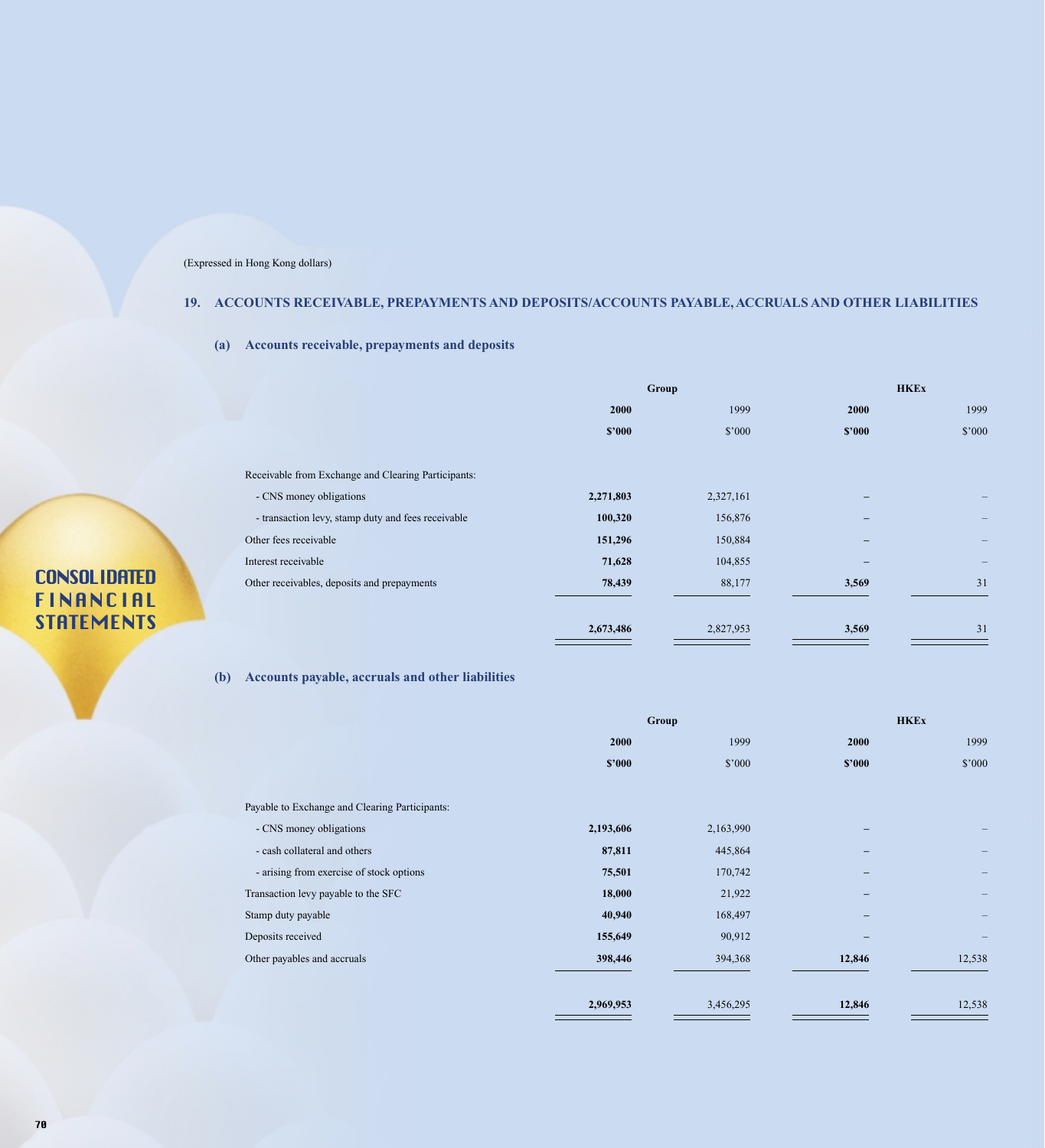(Expressed in Hong Kong dollars)

## 19. ACCOUNTS RECEIVABLE, PREPAYMENTS AND DEPOSITS/ACCOUNTS PAYABLE, ACCRUALS AND OTHER LIABILITIES

### (a) Accounts receivable, prepayments and deposits

| | Group | | HKEx | |
|---|---|---|---|---|
| | **2000** | 1999 | **2000** | 1999 |
| | **$'000** | $'000 | **$'000** | $'000 |
| Receivable from Exchange and Clearing Participants: | | | | |
| - CNS money obligations | **2,271,803** | 2,327,161 | **–** | – |
| - transaction levy, stamp duty and fees receivable | **100,320** | 156,876 | **–** | – |
| Other fees receivable | **151,296** | 150,884 | **–** | – |
| Interest receivable | **71,628** | 104,855 | **–** | – |
| Other receivables, deposits and prepayments | **78,439** | 88,177 | **3,569** | 31 |
| | **2,673,486** | 2,827,953 | **3,569** | 31 |

### (b) Accounts payable, accruals and other liabilities

| | Group | | HKEx | |
|---|---|---|---|---|
| | **2000** | 1999 | **2000** | 1999 |
| | **$'000** | $'000 | **$'000** | $'000 |
| Payable to Exchange and Clearing Participants: | | | | |
| - CNS money obligations | **2,193,606** | 2,163,990 | **–** | – |
| - cash collateral and others | **87,811** | 445,864 | **–** | – |
| - arising from exercise of stock options | **75,501** | 170,742 | **–** | – |
| Transaction levy payable to the SFC | **18,000** | 21,922 | **–** | – |
| Stamp duty payable | **40,940** | 168,497 | **–** | – |
| Deposits received | **155,649** | 90,912 | **–** | – |
| Other payables and accruals | **398,446** | 394,368 | **12,846** | 12,538 |
| | **2,969,953** | 3,456,295 | **12,846** | 12,538 |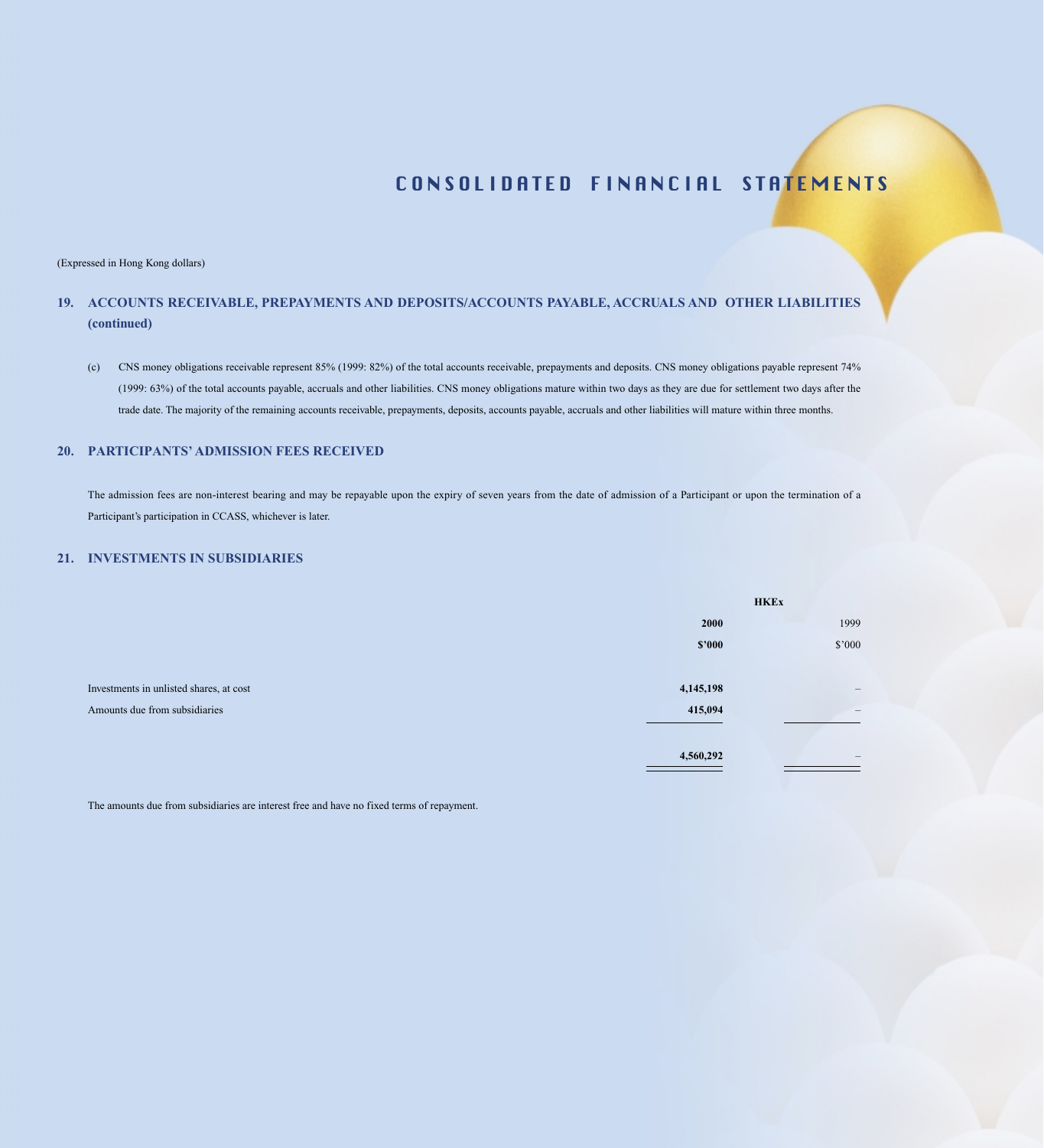(Expressed in Hong Kong dollars)

## 19. ACCOUNTS RECEIVABLE, PREPAYMENTS AND DEPOSITS/ACCOUNTS PAYABLE, ACCRUALS AND OTHER LIABILITIES (continued)

(c) CNS money obligations receivable represent 85% (1999: 82%) of the total accounts receivable, prepayments and deposits. CNS money obligations payable represent 74% (1999: 63%) of the total accounts payable, accruals and other liabilities. CNS money obligations mature within two days as they are due for settlement two days after the trade date. The majority of the remaining accounts receivable, prepayments, deposits, accounts payable, accruals and other liabilities will mature within three months.

## 20. PARTICIPANTS' ADMISSION FEES RECEIVED

The admission fees are non-interest bearing and may be repayable upon the expiry of seven years from the date of admission of a Participant or upon the termination of a Participant's participation in CCASS, whichever is later.

## 21. INVESTMENTS IN SUBSIDIARIES

| | HKEx | |
|---|---|---|
| | **2000** | 1999 |
| | **$'000** | $'000 |
| Investments in unlisted shares, at cost | **4,145,198** | – |
| Amounts due from subsidiaries | **415,094** | – |
| | **4,560,292** | – |

The amounts due from subsidiaries are interest free and have no fixed terms of repayment.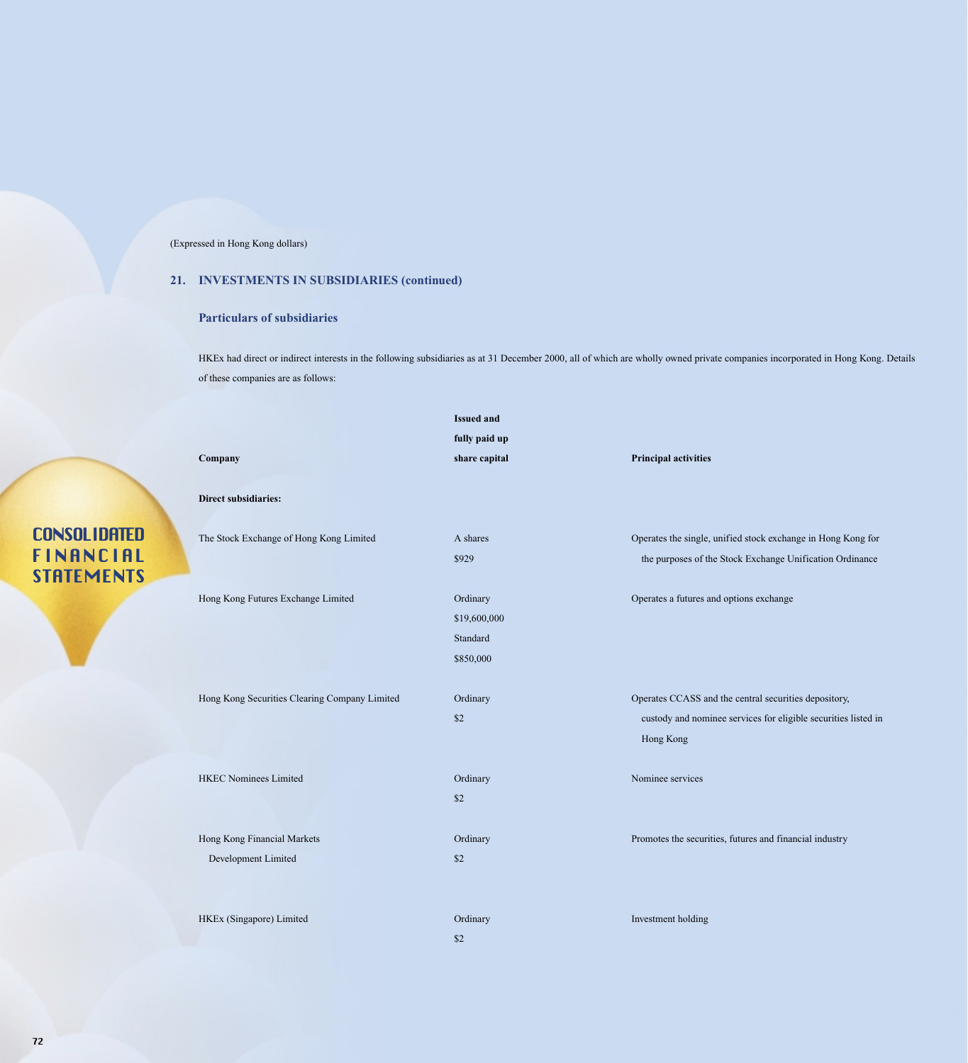(Expressed in Hong Kong dollars)

## 21. INVESTMENTS IN SUBSIDIARIES (continued)

### Particulars of subsidiaries

HKEx had direct or indirect interests in the following subsidiaries as at 31 December 2000, all of which are wholly owned private companies incorporated in Hong Kong. Details of these companies are as follows:

| Company | Issued and fully paid up share capital | Principal activities |
|---|---|---|
| **Direct subsidiaries:** | | |
| The Stock Exchange of Hong Kong Limited | A shares<br>$929 | Operates the single, unified stock exchange in Hong Kong for the purposes of the Stock Exchange Unification Ordinance |
| Hong Kong Futures Exchange Limited | Ordinary<br>$19,600,000<br>Standard<br>$850,000 | Operates a futures and options exchange |
| Hong Kong Securities Clearing Company Limited | Ordinary<br>$2 | Operates CCASS and the central securities depository, custody and nominee services for eligible securities listed in Hong Kong |
| HKEC Nominees Limited | Ordinary<br>$2 | Nominee services |
| Hong Kong Financial Markets Development Limited | Ordinary<br>$2 | Promotes the securities, futures and financial industry |
| HKEx (Singapore) Limited | Ordinary<br>$2 | Investment holding |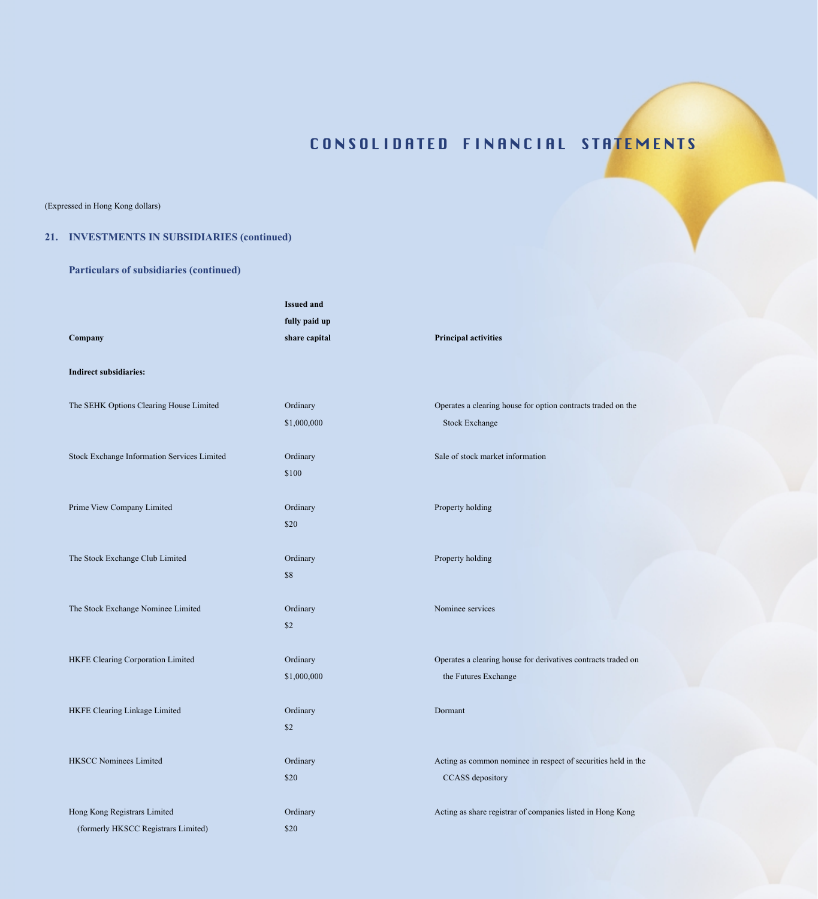(Expressed in Hong Kong dollars)

## 21. INVESTMENTS IN SUBSIDIARIES (continued)

### Particulars of subsidiaries (continued)

| Company | Issued and fully paid up share capital | Principal activities |
|---|---|---|
| **Indirect subsidiaries:** | | |
| The SEHK Options Clearing House Limited | Ordinary $1,000,000 | Operates a clearing house for option contracts traded on the Stock Exchange |
| Stock Exchange Information Services Limited | Ordinary $100 | Sale of stock market information |
| Prime View Company Limited | Ordinary $20 | Property holding |
| The Stock Exchange Club Limited | Ordinary $8 | Property holding |
| The Stock Exchange Nominee Limited | Ordinary $2 | Nominee services |
| HKFE Clearing Corporation Limited | Ordinary $1,000,000 | Operates a clearing house for derivatives contracts traded on the Futures Exchange |
| HKFE Clearing Linkage Limited | Ordinary $2 | Dormant |
| HKSCC Nominees Limited | Ordinary $20 | Acting as common nominee in respect of securities held in the CCASS depository |
| Hong Kong Registrars Limited (formerly HKSCC Registrars Limited) | Ordinary $20 | Acting as share registrar of companies listed in Hong Kong |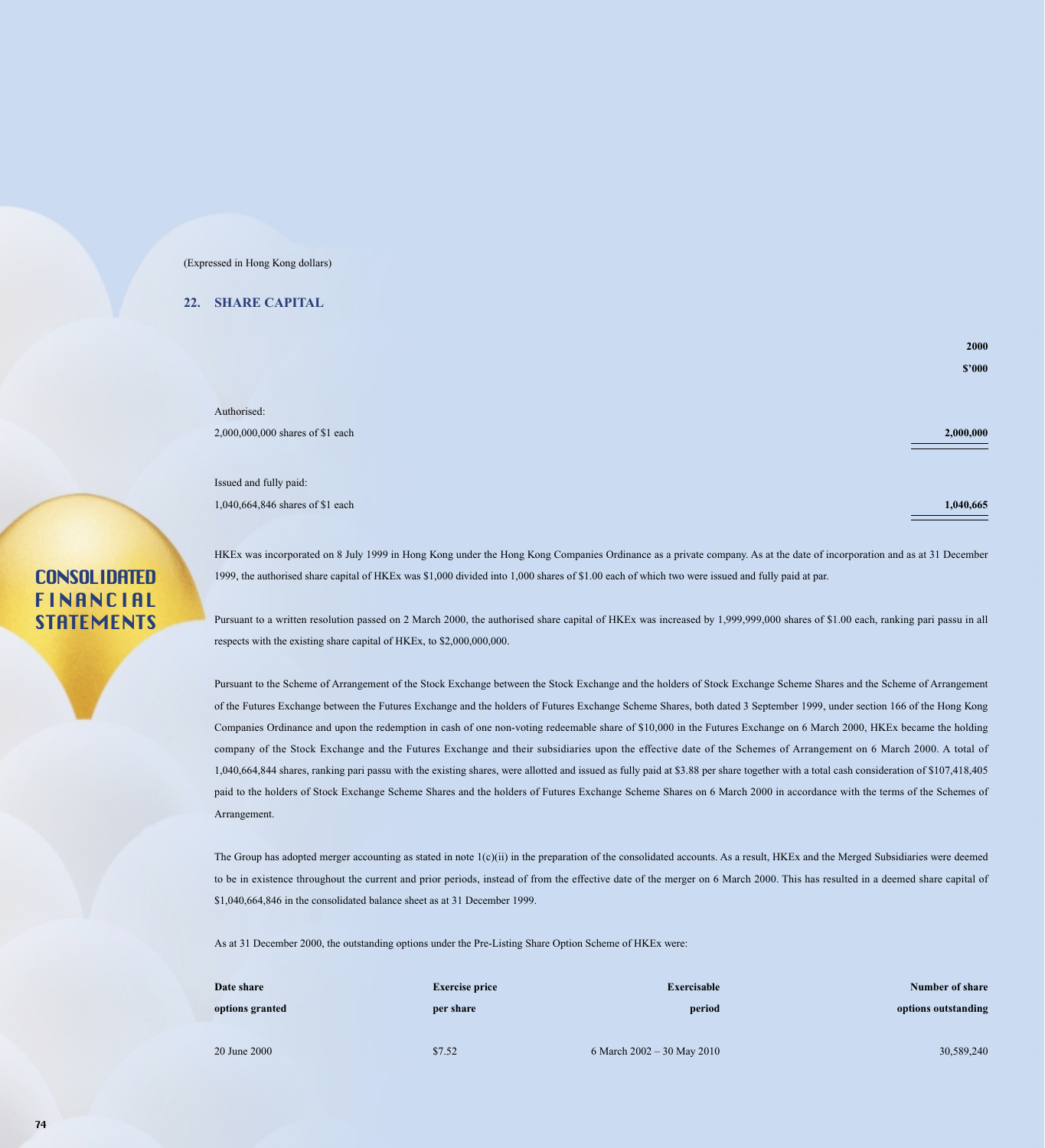(Expressed in Hong Kong dollars)

## 22. SHARE CAPITAL

| | 2000 |
|---|---|
| | $'000 |
| Authorised: | |
| 2,000,000,000 shares of $1 each | **2,000,000** |
| Issued and fully paid: | |
| 1,040,664,846 shares of $1 each | **1,040,665** |

HKEx was incorporated on 8 July 1999 in Hong Kong under the Hong Kong Companies Ordinance as a private company. As at the date of incorporation and as at 31 December 1999, the authorised share capital of HKEx was $1,000 divided into 1,000 shares of $1.00 each of which two were issued and fully paid at par.

Pursuant to a written resolution passed on 2 March 2000, the authorised share capital of HKEx was increased by 1,999,999,000 shares of $1.00 each, ranking pari passu in all respects with the existing share capital of HKEx, to $2,000,000,000.

Pursuant to the Scheme of Arrangement of the Stock Exchange between the Stock Exchange and the holders of Stock Exchange Scheme Shares and the Scheme of Arrangement of the Futures Exchange between the Futures Exchange and the holders of Futures Exchange Scheme Shares, both dated 3 September 1999, under section 166 of the Hong Kong Companies Ordinance and upon the redemption in cash of one non-voting redeemable share of $10,000 in the Futures Exchange on 6 March 2000, HKEx became the holding company of the Stock Exchange and the Futures Exchange and their subsidiaries upon the effective date of the Schemes of Arrangement on 6 March 2000. A total of 1,040,664,844 shares, ranking pari passu with the existing shares, were allotted and issued as fully paid at $3.88 per share together with a total cash consideration of $107,418,405 paid to the holders of Stock Exchange Scheme Shares and the holders of Futures Exchange Scheme Shares on 6 March 2000 in accordance with the terms of the Schemes of Arrangement.

The Group has adopted merger accounting as stated in note 1(c)(ii) in the preparation of the consolidated accounts. As a result, HKEx and the Merged Subsidiaries were deemed to be in existence throughout the current and prior periods, instead of from the effective date of the merger on 6 March 2000. This has resulted in a deemed share capital of $1,040,664,846 in the consolidated balance sheet as at 31 December 1999.

As at 31 December 2000, the outstanding options under the Pre-Listing Share Option Scheme of HKEx were:

| Date share options granted | Exercise price per share | Exercisable period | Number of share options outstanding |
|---|---|---|---|
| 20 June 2000 | $7.52 | 6 March 2002 – 30 May 2010 | 30,589,240 |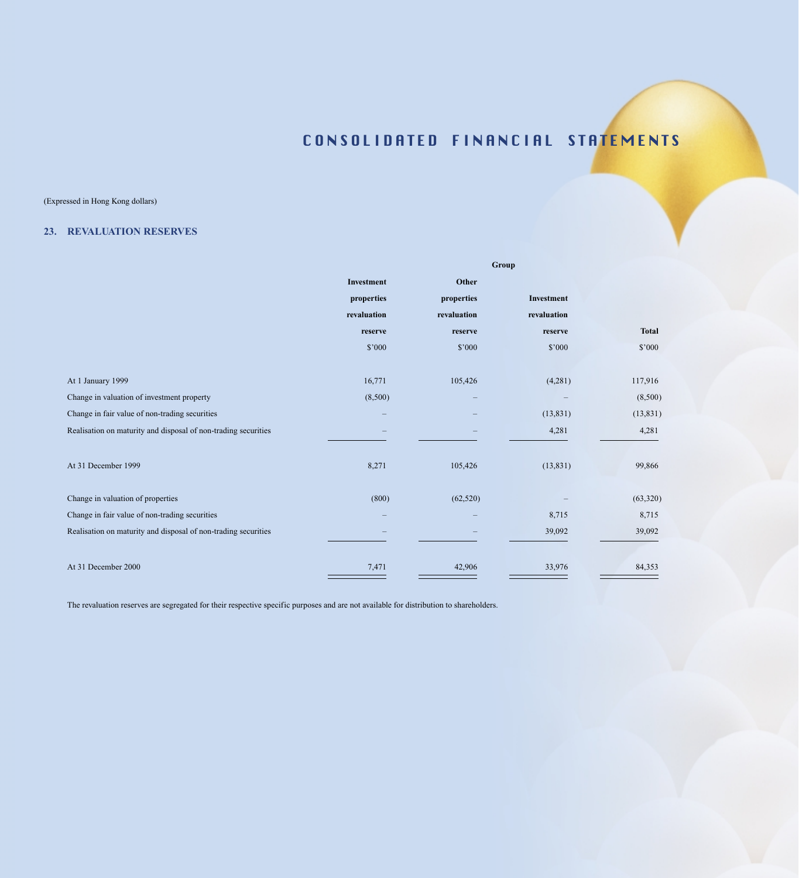# CONSOLIDATED FINANCIAL STATEMENTS

(Expressed in Hong Kong dollars)

## 23. REVALUATION RESERVES

| | Group | | | |
|---|---|---|---|---|
| | Investment properties revaluation reserve | Other properties revaluation reserve | Investment revaluation reserve | Total |
| | $'000 | $'000 | $'000 | $'000 |
| At 1 January 1999 | 16,771 | 105,426 | (4,281) | 117,916 |
| Change in valuation of investment property | (8,500) | – | – | (8,500) |
| Change in fair value of non-trading securities | – | – | (13,831) | (13,831) |
| Realisation on maturity and disposal of non-trading securities | – | – | 4,281 | 4,281 |
| At 31 December 1999 | 8,271 | 105,426 | (13,831) | 99,866 |
| Change in valuation of properties | (800) | (62,520) | – | (63,320) |
| Change in fair value of non-trading securities | – | – | 8,715 | 8,715 |
| Realisation on maturity and disposal of non-trading securities | – | – | 39,092 | 39,092 |
| At 31 December 2000 | 7,471 | 42,906 | 33,976 | 84,353 |

The revaluation reserves are segregated for their respective specific purposes and are not available for distribution to shareholders.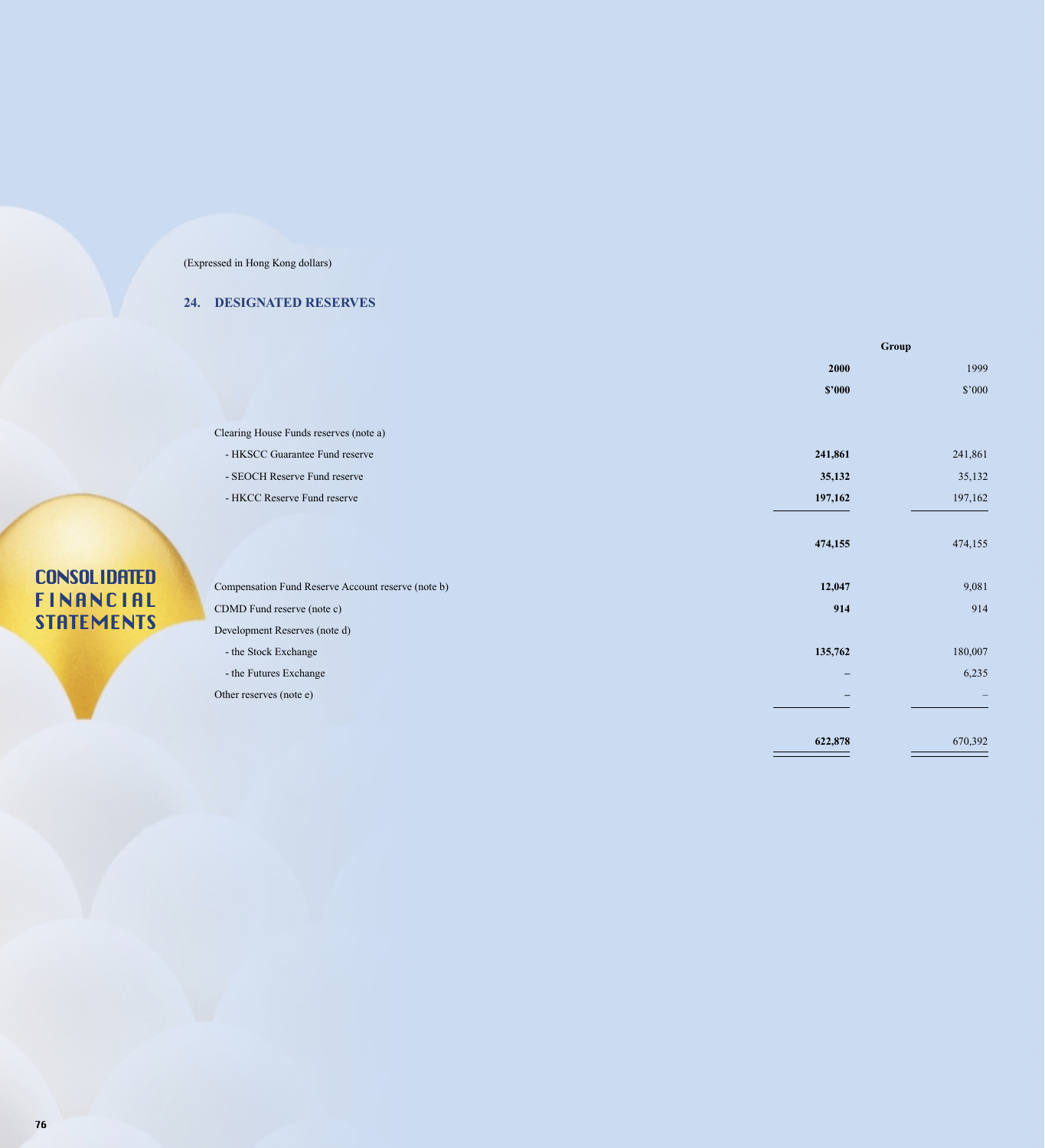(Expressed in Hong Kong dollars)

## 24. DESIGNATED RESERVES

| | Group | |
|---|---|---|
| | **2000** | 1999 |
| | **$'000** | $'000 |
| Clearing House Funds reserves (note a) | | |
| - HKSCC Guarantee Fund reserve | **241,861** | 241,861 |
| - SEOCH Reserve Fund reserve | **35,132** | 35,132 |
| - HKCC Reserve Fund reserve | **197,162** | 197,162 |
| | **474,155** | 474,155 |
| Compensation Fund Reserve Account reserve (note b) | **12,047** | 9,081 |
| CDMD Fund reserve (note c) | **914** | 914 |
| Development Reserves (note d) | | |
| - the Stock Exchange | **135,762** | 180,007 |
| - the Futures Exchange | **–** | 6,235 |
| Other reserves (note e) | **–** | – |
| | **622,878** | 670,392 |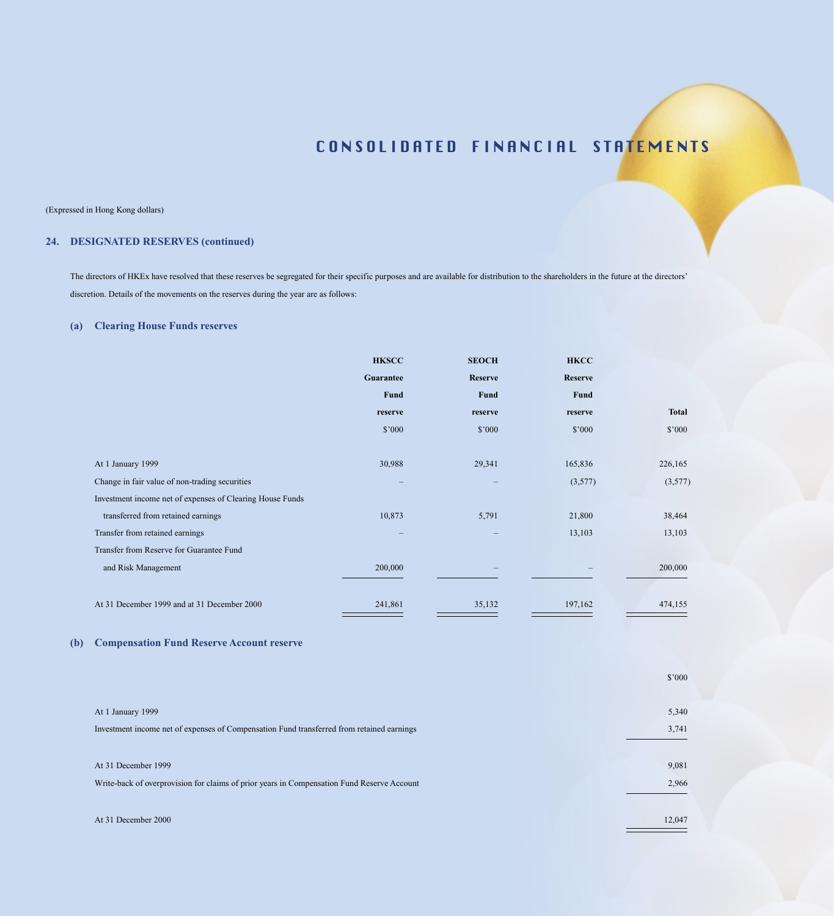(Expressed in Hong Kong dollars)

## 24. DESIGNATED RESERVES (continued)

The directors of HKEx have resolved that these reserves be segregated for their specific purposes and are available for distribution to the shareholders in the future at the directors' discretion. Details of the movements on the reserves during the year are as follows:

### (a) Clearing House Funds reserves

| | HKSCC Guarantee Fund reserve $'000 | SEOCH Reserve Fund reserve $'000 | HKCC Reserve Fund reserve $'000 | Total $'000 |
|---|---|---|---|---|
| At 1 January 1999 | 30,988 | 29,341 | 165,836 | 226,165 |
| Change in fair value of non-trading securities | – | – | (3,577) | (3,577) |
| Investment income net of expenses of Clearing House Funds transferred from retained earnings | 10,873 | 5,791 | 21,800 | 38,464 |
| Transfer from retained earnings | – | – | 13,103 | 13,103 |
| Transfer from Reserve for Guarantee Fund and Risk Management | 200,000 | – | – | 200,000 |
| At 31 December 1999 and at 31 December 2000 | 241,861 | 35,132 | 197,162 | 474,155 |

### (b) Compensation Fund Reserve Account reserve

| | $'000 |
|---|---|
| At 1 January 1999 | 5,340 |
| Investment income net of expenses of Compensation Fund transferred from retained earnings | 3,741 |
| At 31 December 1999 | 9,081 |
| Write-back of overprovision for claims of prior years in Compensation Fund Reserve Account | 2,966 |
| At 31 December 2000 | 12,047 |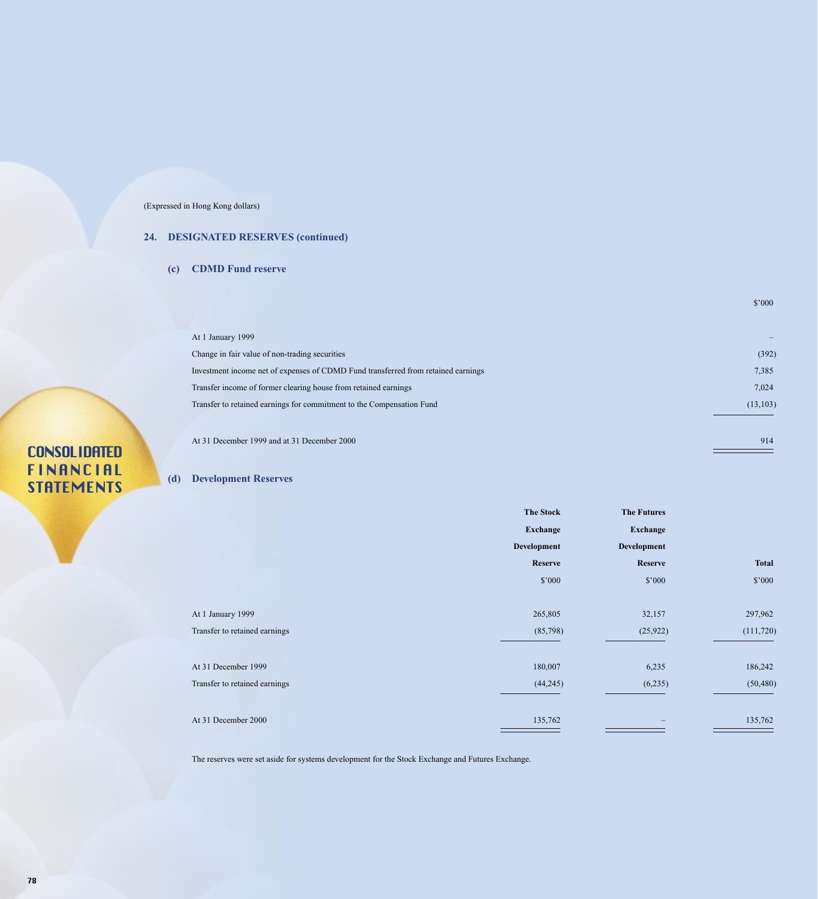(Expressed in Hong Kong dollars)

## 24. DESIGNATED RESERVES (continued)

### (c) CDMD Fund reserve

| | $'000 |
|---|---|
| At 1 January 1999 | – |
| Change in fair value of non-trading securities | (392) |
| Investment income net of expenses of CDMD Fund transferred from retained earnings | 7,385 |
| Transfer income of former clearing house from retained earnings | 7,024 |
| Transfer to retained earnings for commitment to the Compensation Fund | (13,103) |
| At 31 December 1999 and at 31 December 2000 | 914 |

### (d) Development Reserves

| | The Stock Exchange Development Reserve | The Futures Exchange Development Reserve | Total |
|---|---|---|---|
| | $'000 | $'000 | $'000 |
| At 1 January 1999 | 265,805 | 32,157 | 297,962 |
| Transfer to retained earnings | (85,798) | (25,922) | (111,720) |
| At 31 December 1999 | 180,007 | 6,235 | 186,242 |
| Transfer to retained earnings | (44,245) | (6,235) | (50,480) |
| At 31 December 2000 | 135,762 | – | 135,762 |

The reserves were set aside for systems development for the Stock Exchange and Futures Exchange.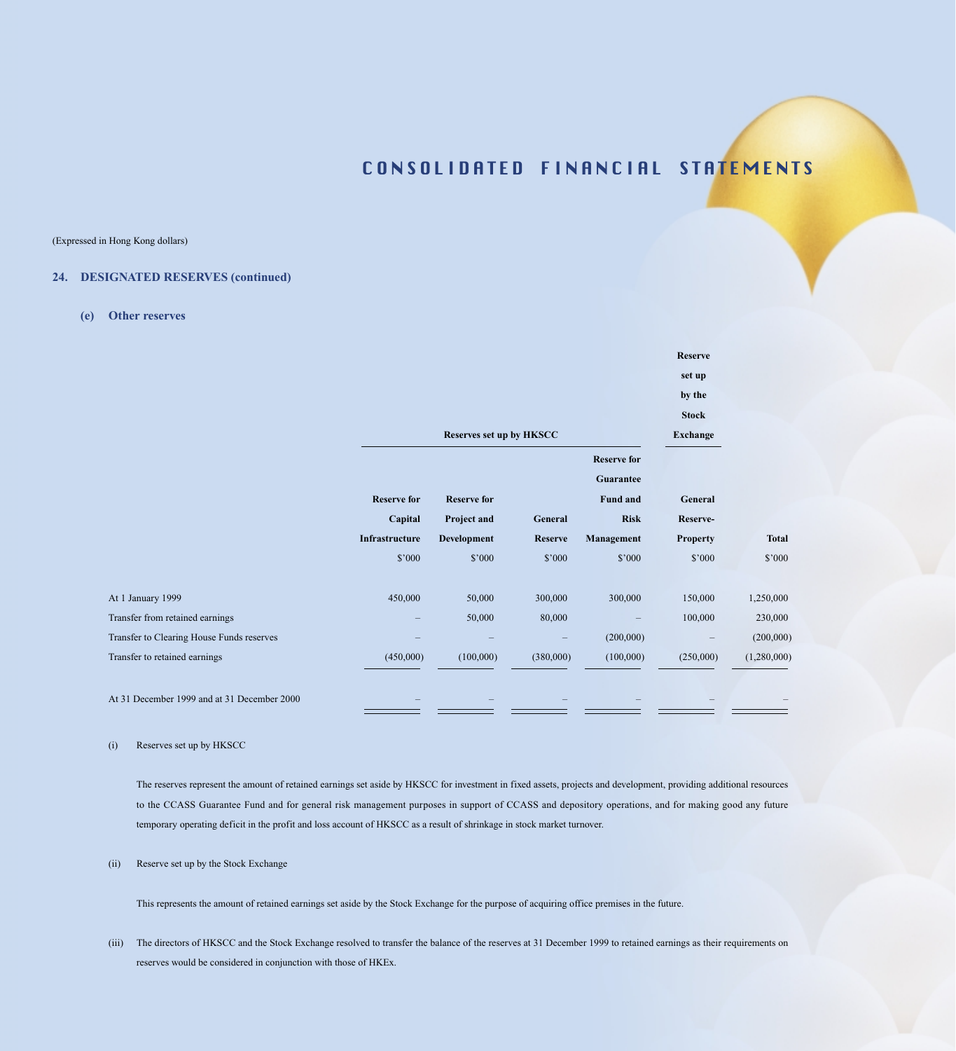(Expressed in Hong Kong dollars)

## 24. DESIGNATED RESERVES (continued)

### (e) Other reserves

| | Reserves set up by HKSCC | | | | Reserve set up by the Stock Exchange | |
|---|---|---|---|---|---|---|
| | Reserve for Capital Infrastructure | Reserve for Project and Development | General Reserve | Reserve for Guarantee Fund and Risk Management | General Reserve-Property | Total |
| | $'000 | $'000 | $'000 | $'000 | $'000 | $'000 |
| At 1 January 1999 | 450,000 | 50,000 | 300,000 | 300,000 | 150,000 | 1,250,000 |
| Transfer from retained earnings | – | 50,000 | 80,000 | – | 100,000 | 230,000 |
| Transfer to Clearing House Funds reserves | – | – | – | (200,000) | – | (200,000) |
| Transfer to retained earnings | (450,000) | (100,000) | (380,000) | (100,000) | (250,000) | (1,280,000) |
| At 31 December 1999 and at 31 December 2000 | – | – | – | – | – | – |

(i) Reserves set up by HKSCC

The reserves represent the amount of retained earnings set aside by HKSCC for investment in fixed assets, projects and development, providing additional resources to the CCASS Guarantee Fund and for general risk management purposes in support of CCASS and depository operations, and for making good any future temporary operating deficit in the profit and loss account of HKSCC as a result of shrinkage in stock market turnover.

(ii) Reserve set up by the Stock Exchange

This represents the amount of retained earnings set aside by the Stock Exchange for the purpose of acquiring office premises in the future.

(iii) The directors of HKSCC and the Stock Exchange resolved to transfer the balance of the reserves at 31 December 1999 to retained earnings as their requirements on reserves would be considered in conjunction with those of HKEx.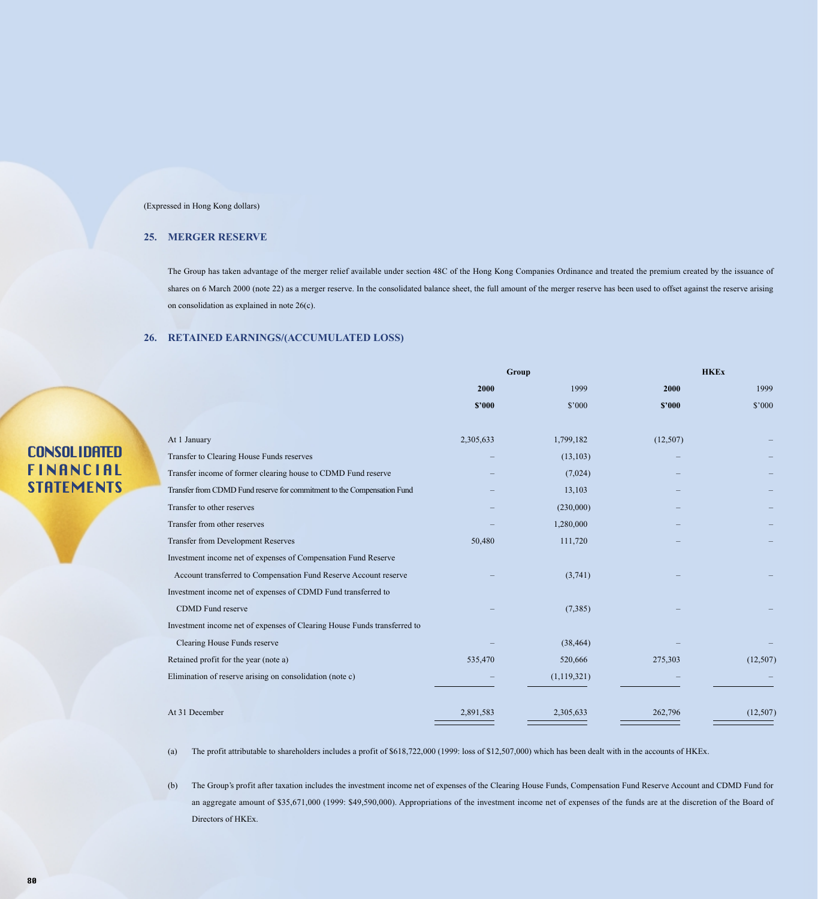(Expressed in Hong Kong dollars)

## 25. MERGER RESERVE

The Group has taken advantage of the merger relief available under section 48C of the Hong Kong Companies Ordinance and treated the premium created by the issuance of shares on 6 March 2000 (note 22) as a merger reserve. In the consolidated balance sheet, the full amount of the merger reserve has been used to offset against the reserve arising on consolidation as explained in note 26(c).

## 26. RETAINED EARNINGS/(ACCUMULATED LOSS)

| | Group | | HKEx | |
|---|---|---|---|---|
| | **2000** | 1999 | **2000** | 1999 |
| | **$'000** | $'000 | **$'000** | $'000 |
| At 1 January | 2,305,633 | 1,799,182 | (12,507) | – |
| Transfer to Clearing House Funds reserves | – | (13,103) | – | – |
| Transfer income of former clearing house to CDMD Fund reserve | – | (7,024) | – | – |
| Transfer from CDMD Fund reserve for commitment to the Compensation Fund | – | 13,103 | – | – |
| Transfer to other reserves | – | (230,000) | – | – |
| Transfer from other reserves | – | 1,280,000 | – | – |
| Transfer from Development Reserves | 50,480 | 111,720 | – | – |
| Investment income net of expenses of Compensation Fund Reserve Account transferred to Compensation Fund Reserve Account reserve | – | (3,741) | – | – |
| Investment income net of expenses of CDMD Fund transferred to CDMD Fund reserve | – | (7,385) | – | – |
| Investment income net of expenses of Clearing House Funds transferred to Clearing House Funds reserve | – | (38,464) | – | – |
| Retained profit for the year (note a) | 535,470 | 520,666 | 275,303 | (12,507) |
| Elimination of reserve arising on consolidation (note c) | – | (1,119,321) | – | – |
| At 31 December | 2,891,583 | 2,305,633 | 262,796 | (12,507) |

(a) The profit attributable to shareholders includes a profit of $618,722,000 (1999: loss of $12,507,000) which has been dealt with in the accounts of HKEx.

(b) The Group's profit after taxation includes the investment income net of expenses of the Clearing House Funds, Compensation Fund Reserve Account and CDMD Fund for an aggregate amount of $35,671,000 (1999: $49,590,000). Appropriations of the investment income net of expenses of the funds are at the discretion of the Board of Directors of HKEx.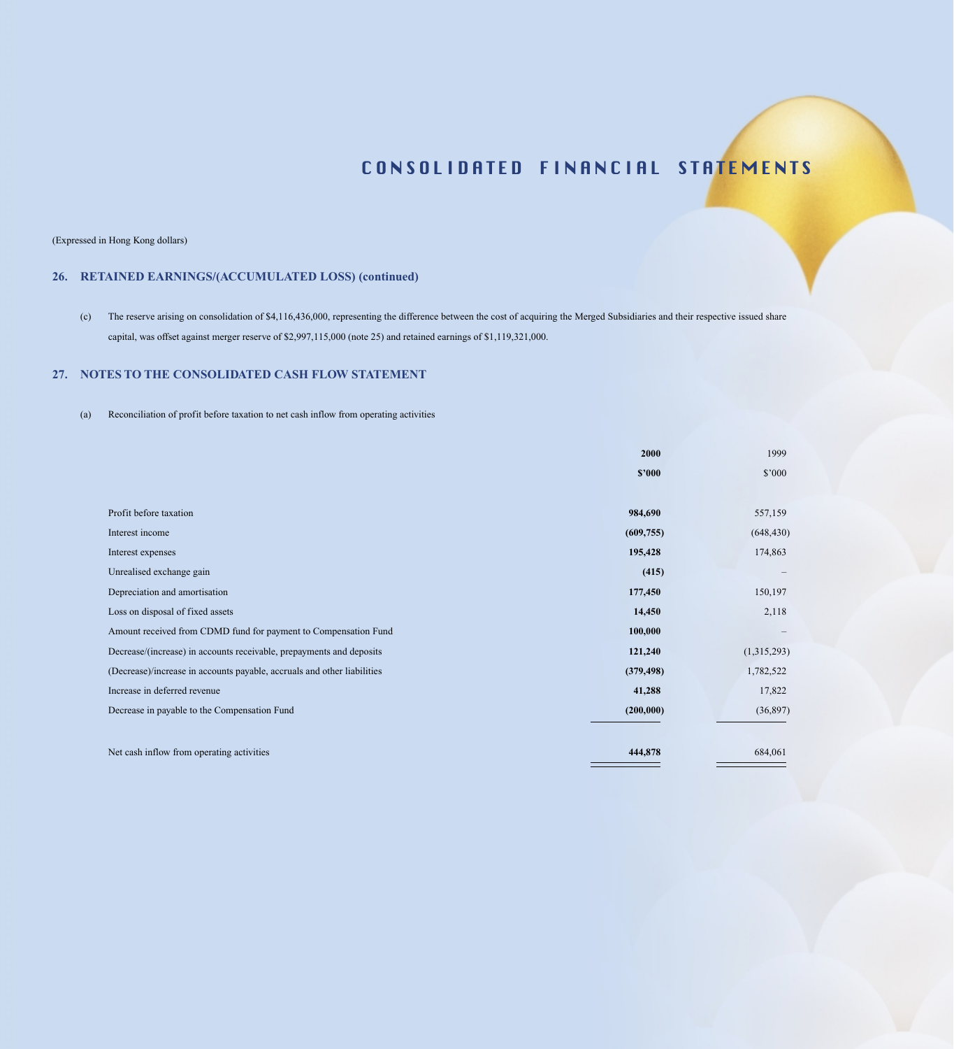# CONSOLIDATED FINANCIAL STATEMENTS

(Expressed in Hong Kong dollars)

## 26. RETAINED EARNINGS/(ACCUMULATED LOSS) (continued)

(c) The reserve arising on consolidation of $4,116,436,000, representing the difference between the cost of acquiring the Merged Subsidiaries and their respective issued share capital, was offset against merger reserve of $2,997,115,000 (note 25) and retained earnings of $1,119,321,000.

## 27. NOTES TO THE CONSOLIDATED CASH FLOW STATEMENT

(a) Reconciliation of profit before taxation to net cash inflow from operating activities

| | **2000** | 1999 |
|---|---|---|
| | **$'000** | $'000 |
| Profit before taxation | **984,690** | 557,159 |
| Interest income | **(609,755)** | (648,430) |
| Interest expenses | **195,428** | 174,863 |
| Unrealised exchange gain | **(415)** | – |
| Depreciation and amortisation | **177,450** | 150,197 |
| Loss on disposal of fixed assets | **14,450** | 2,118 |
| Amount received from CDMD fund for payment to Compensation Fund | **100,000** | – |
| Decrease/(increase) in accounts receivable, prepayments and deposits | **121,240** | (1,315,293) |
| (Decrease)/increase in accounts payable, accruals and other liabilities | **(379,498)** | 1,782,522 |
| Increase in deferred revenue | **41,288** | 17,822 |
| Decrease in payable to the Compensation Fund | **(200,000)** | (36,897) |
| Net cash inflow from operating activities | **444,878** | 684,061 |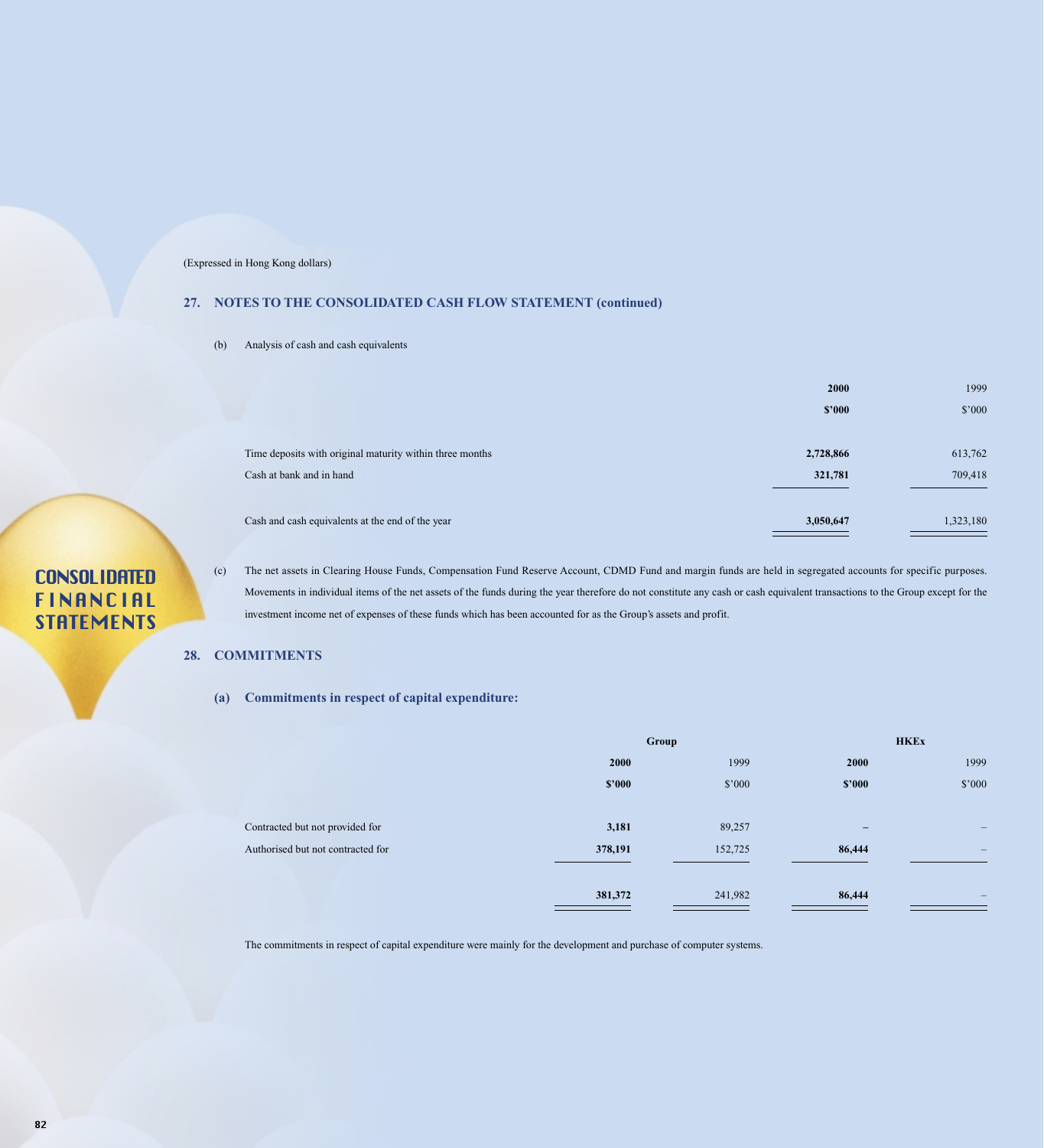(Expressed in Hong Kong dollars)

## 27. NOTES TO THE CONSOLIDATED CASH FLOW STATEMENT (continued)

(b) Analysis of cash and cash equivalents

| | **2000** | 1999 |
|---|---|---|
| | **$'000** | $'000 |
| Time deposits with original maturity within three months | **2,728,866** | 613,762 |
| Cash at bank and in hand | **321,781** | 709,418 |
| Cash and cash equivalents at the end of the year | **3,050,647** | 1,323,180 |

(c) The net assets in Clearing House Funds, Compensation Fund Reserve Account, CDMD Fund and margin funds are held in segregated accounts for specific purposes. Movements in individual items of the net assets of the funds during the year therefore do not constitute any cash or cash equivalent transactions to the Group except for the investment income net of expenses of these funds which has been accounted for as the Group's assets and profit.

## 28. COMMITMENTS

### (a) Commitments in respect of capital expenditure:

| | **Group** | | **HKEx** | |
|---|---|---|---|---|
| | **2000** | 1999 | **2000** | 1999 |
| | **$'000** | $'000 | **$'000** | $'000 |
| Contracted but not provided for | **3,181** | 89,257 | **–** | – |
| Authorised but not contracted for | **378,191** | 152,725 | **86,444** | – |
| | **381,372** | 241,982 | **86,444** | – |

The commitments in respect of capital expenditure were mainly for the development and purchase of computer systems.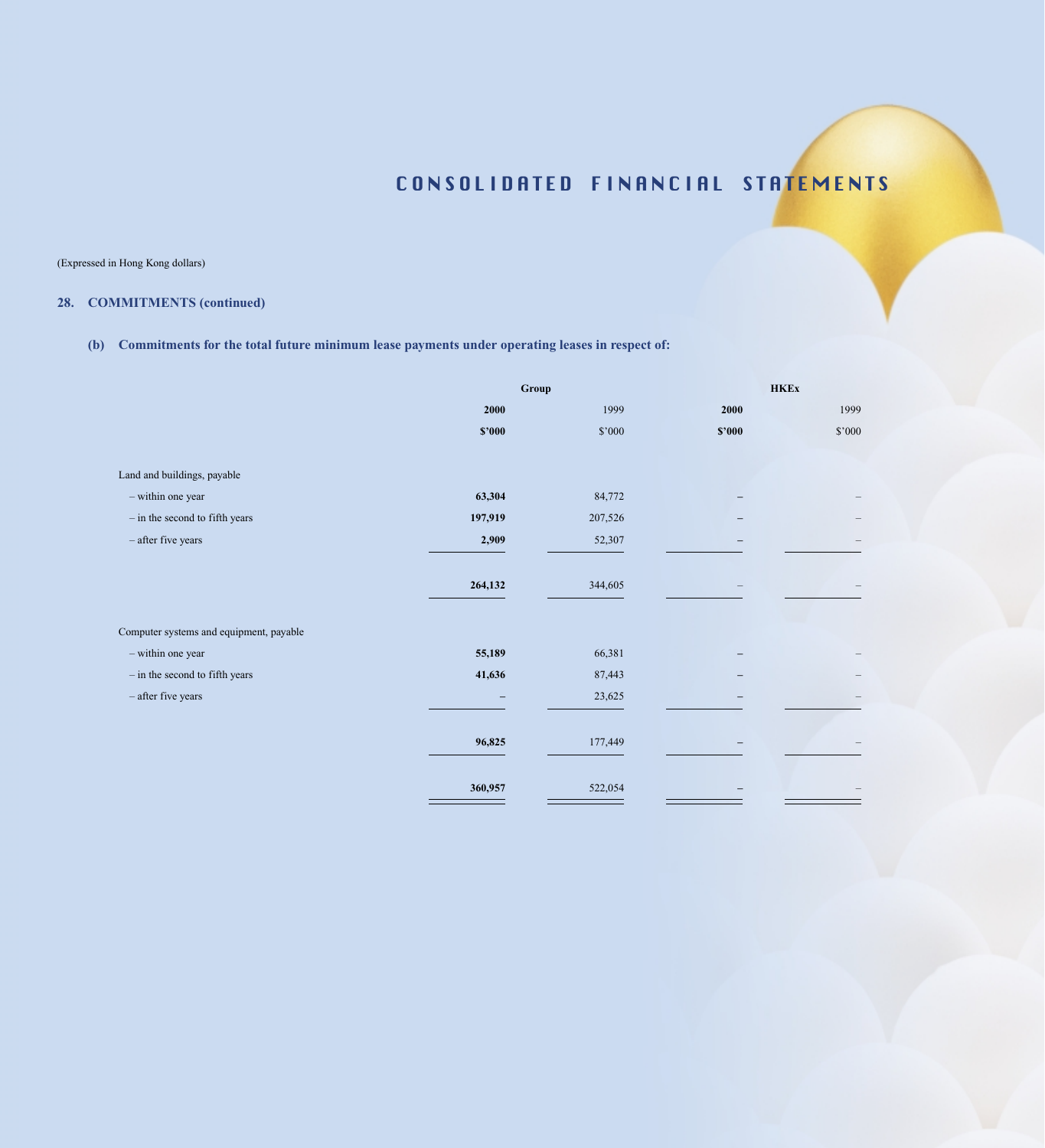# CONSOLIDATED FINANCIAL STATEMENTS

(Expressed in Hong Kong dollars)

## 28. COMMITMENTS (continued)

### (b) Commitments for the total future minimum lease payments under operating leases in respect of:

| | Group | | HKEx | |
|---|---|---|---|---|
| | **2000** | 1999 | **2000** | 1999 |
| | **$'000** | $'000 | **$'000** | $'000 |
| Land and buildings, payable | | | | |
| – within one year | **63,304** | 84,772 | **–** | – |
| – in the second to fifth years | **197,919** | 207,526 | **–** | – |
| – after five years | **2,909** | 52,307 | **–** | – |
| | **264,132** | 344,605 | **–** | – |
| Computer systems and equipment, payable | | | | |
| – within one year | **55,189** | 66,381 | **–** | – |
| – in the second to fifth years | **41,636** | 87,443 | **–** | – |
| – after five years | **–** | 23,625 | **–** | – |
| | **96,825** | 177,449 | **–** | – |
| | **360,957** | 522,054 | **–** | – |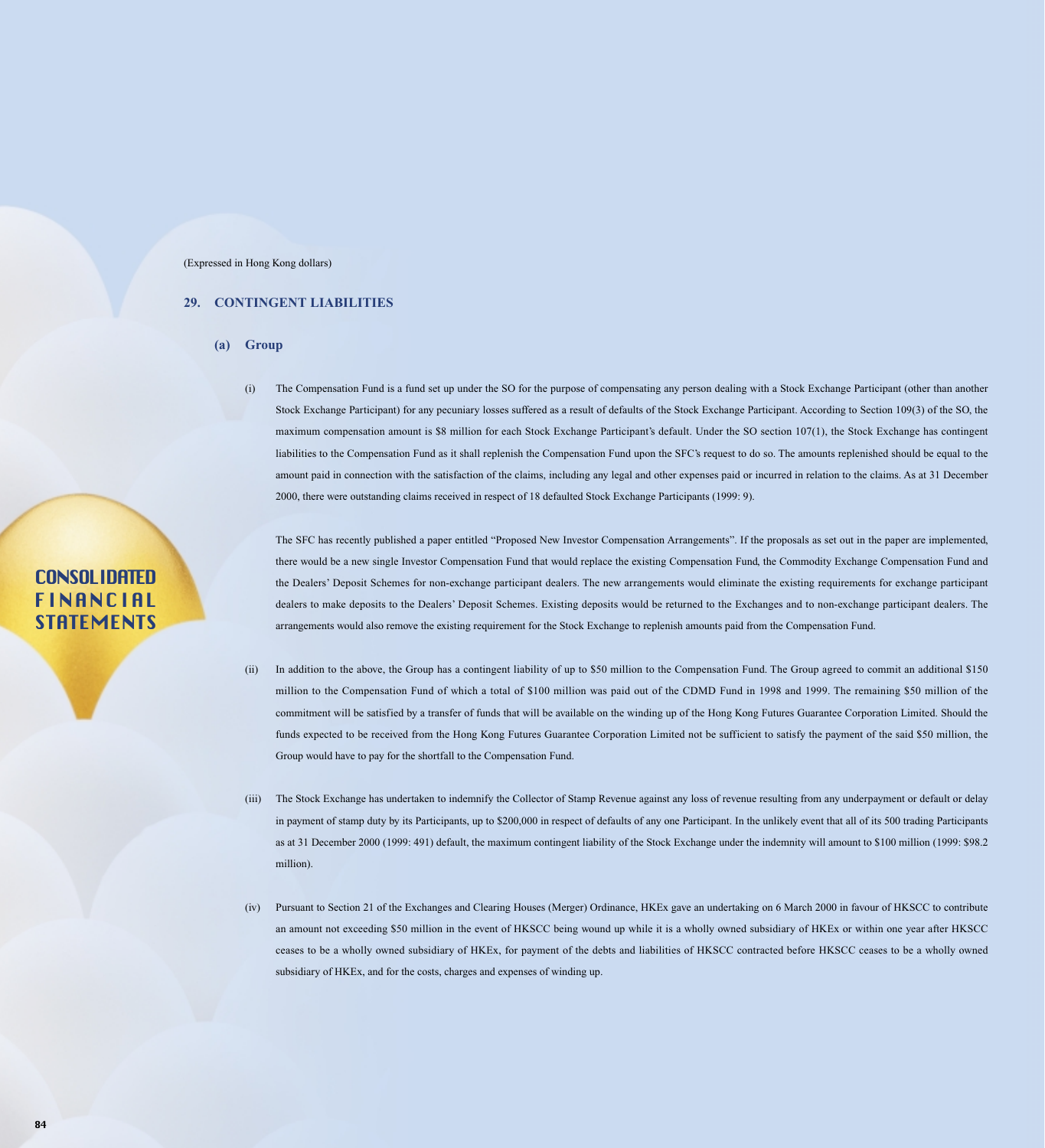(Expressed in Hong Kong dollars)

## 29. CONTINGENT LIABILITIES

### (a) Group

(i) The Compensation Fund is a fund set up under the SO for the purpose of compensating any person dealing with a Stock Exchange Participant (other than another Stock Exchange Participant) for any pecuniary losses suffered as a result of defaults of the Stock Exchange Participant. According to Section 109(3) of the SO, the maximum compensation amount is $8 million for each Stock Exchange Participant's default. Under the SO section 107(1), the Stock Exchange has contingent liabilities to the Compensation Fund as it shall replenish the Compensation Fund upon the SFC's request to do so. The amounts replenished should be equal to the amount paid in connection with the satisfaction of the claims, including any legal and other expenses paid or incurred in relation to the claims. As at 31 December 2000, there were outstanding claims received in respect of 18 defaulted Stock Exchange Participants (1999: 9).

The SFC has recently published a paper entitled "Proposed New Investor Compensation Arrangements". If the proposals as set out in the paper are implemented, there would be a new single Investor Compensation Fund that would replace the existing Compensation Fund, the Commodity Exchange Compensation Fund and the Dealers' Deposit Schemes for non-exchange participant dealers. The new arrangements would eliminate the existing requirements for exchange participant dealers to make deposits to the Dealers' Deposit Schemes. Existing deposits would be returned to the Exchanges and to non-exchange participant dealers. The arrangements would also remove the existing requirement for the Stock Exchange to replenish amounts paid from the Compensation Fund.

(ii) In addition to the above, the Group has a contingent liability of up to $50 million to the Compensation Fund. The Group agreed to commit an additional $150 million to the Compensation Fund of which a total of $100 million was paid out of the CDMD Fund in 1998 and 1999. The remaining $50 million of the commitment will be satisfied by a transfer of funds that will be available on the winding up of the Hong Kong Futures Guarantee Corporation Limited. Should the funds expected to be received from the Hong Kong Futures Guarantee Corporation Limited not be sufficient to satisfy the payment of the said $50 million, the Group would have to pay for the shortfall to the Compensation Fund.

(iii) The Stock Exchange has undertaken to indemnify the Collector of Stamp Revenue against any loss of revenue resulting from any underpayment or default or delay in payment of stamp duty by its Participants, up to $200,000 in respect of defaults of any one Participant. In the unlikely event that all of its 500 trading Participants as at 31 December 2000 (1999: 491) default, the maximum contingent liability of the Stock Exchange under the indemnity will amount to $100 million (1999: $98.2 million).

(iv) Pursuant to Section 21 of the Exchanges and Clearing Houses (Merger) Ordinance, HKEx gave an undertaking on 6 March 2000 in favour of HKSCC to contribute an amount not exceeding $50 million in the event of HKSCC being wound up while it is a wholly owned subsidiary of HKEx or within one year after HKSCC ceases to be a wholly owned subsidiary of HKEx, for payment of the debts and liabilities of HKSCC contracted before HKSCC ceases to be a wholly owned subsidiary of HKEx, and for the costs, charges and expenses of winding up.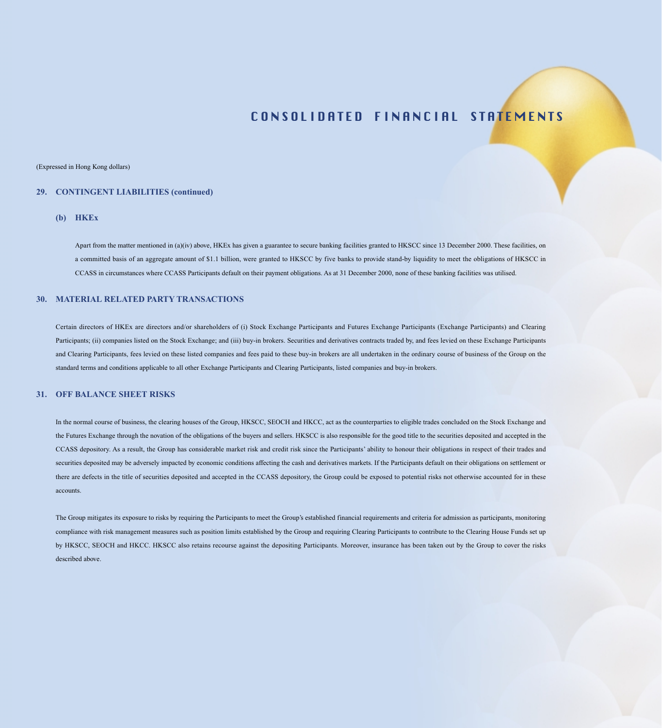# CONSOLIDATED FINANCIAL STATEMENTS

(Expressed in Hong Kong dollars)

## 29. CONTINGENT LIABILITIES (continued)

### (b) HKEx

Apart from the matter mentioned in (a)(iv) above, HKEx has given a guarantee to secure banking facilities granted to HKSCC since 13 December 2000. These facilities, on a committed basis of an aggregate amount of $1.1 billion, were granted to HKSCC by five banks to provide stand-by liquidity to meet the obligations of HKSCC in CCASS in circumstances where CCASS Participants default on their payment obligations. As at 31 December 2000, none of these banking facilities was utilised.

## 30. MATERIAL RELATED PARTY TRANSACTIONS

Certain directors of HKEx are directors and/or shareholders of (i) Stock Exchange Participants and Futures Exchange Participants (Exchange Participants) and Clearing Participants; (ii) companies listed on the Stock Exchange; and (iii) buy-in brokers. Securities and derivatives contracts traded by, and fees levied on these Exchange Participants and Clearing Participants, fees levied on these listed companies and fees paid to these buy-in brokers are all undertaken in the ordinary course of business of the Group on the standard terms and conditions applicable to all other Exchange Participants and Clearing Participants, listed companies and buy-in brokers.

## 31. OFF BALANCE SHEET RISKS

In the normal course of business, the clearing houses of the Group, HKSCC, SEOCH and HKCC, act as the counterparties to eligible trades concluded on the Stock Exchange and the Futures Exchange through the novation of the obligations of the buyers and sellers. HKSCC is also responsible for the good title to the securities deposited and accepted in the CCASS depository. As a result, the Group has considerable market risk and credit risk since the Participants' ability to honour their obligations in respect of their trades and securities deposited may be adversely impacted by economic conditions affecting the cash and derivatives markets. If the Participants default on their obligations on settlement or there are defects in the title of securities deposited and accepted in the CCASS depository, the Group could be exposed to potential risks not otherwise accounted for in these accounts.

The Group mitigates its exposure to risks by requiring the Participants to meet the Group's established financial requirements and criteria for admission as participants, monitoring compliance with risk management measures such as position limits established by the Group and requiring Clearing Participants to contribute to the Clearing House Funds set up by HKSCC, SEOCH and HKCC. HKSCC also retains recourse against the depositing Participants. Moreover, insurance has been taken out by the Group to cover the risks described above.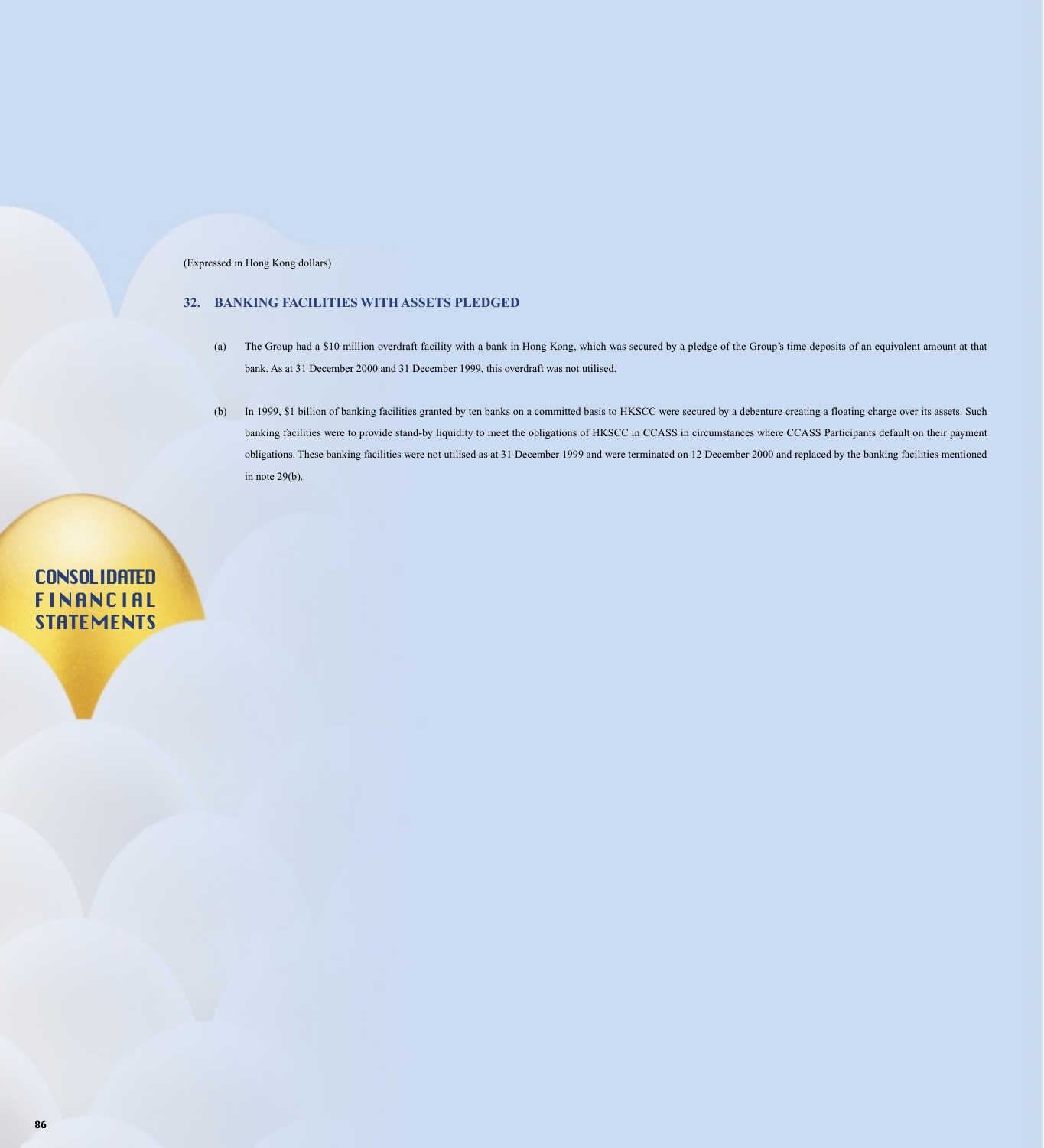(Expressed in Hong Kong dollars)

## 32. BANKING FACILITIES WITH ASSETS PLEDGED

(a) The Group had a $10 million overdraft facility with a bank in Hong Kong, which was secured by a pledge of the Group's time deposits of an equivalent amount at that bank. As at 31 December 2000 and 31 December 1999, this overdraft was not utilised.

(b) In 1999, $1 billion of banking facilities granted by ten banks on a committed basis to HKSCC were secured by a debenture creating a floating charge over its assets. Such banking facilities were to provide stand-by liquidity to meet the obligations of HKSCC in CCASS in circumstances where CCASS Participants default on their payment obligations. These banking facilities were not utilised as at 31 December 1999 and were terminated on 12 December 2000 and replaced by the banking facilities mentioned in note 29(b).